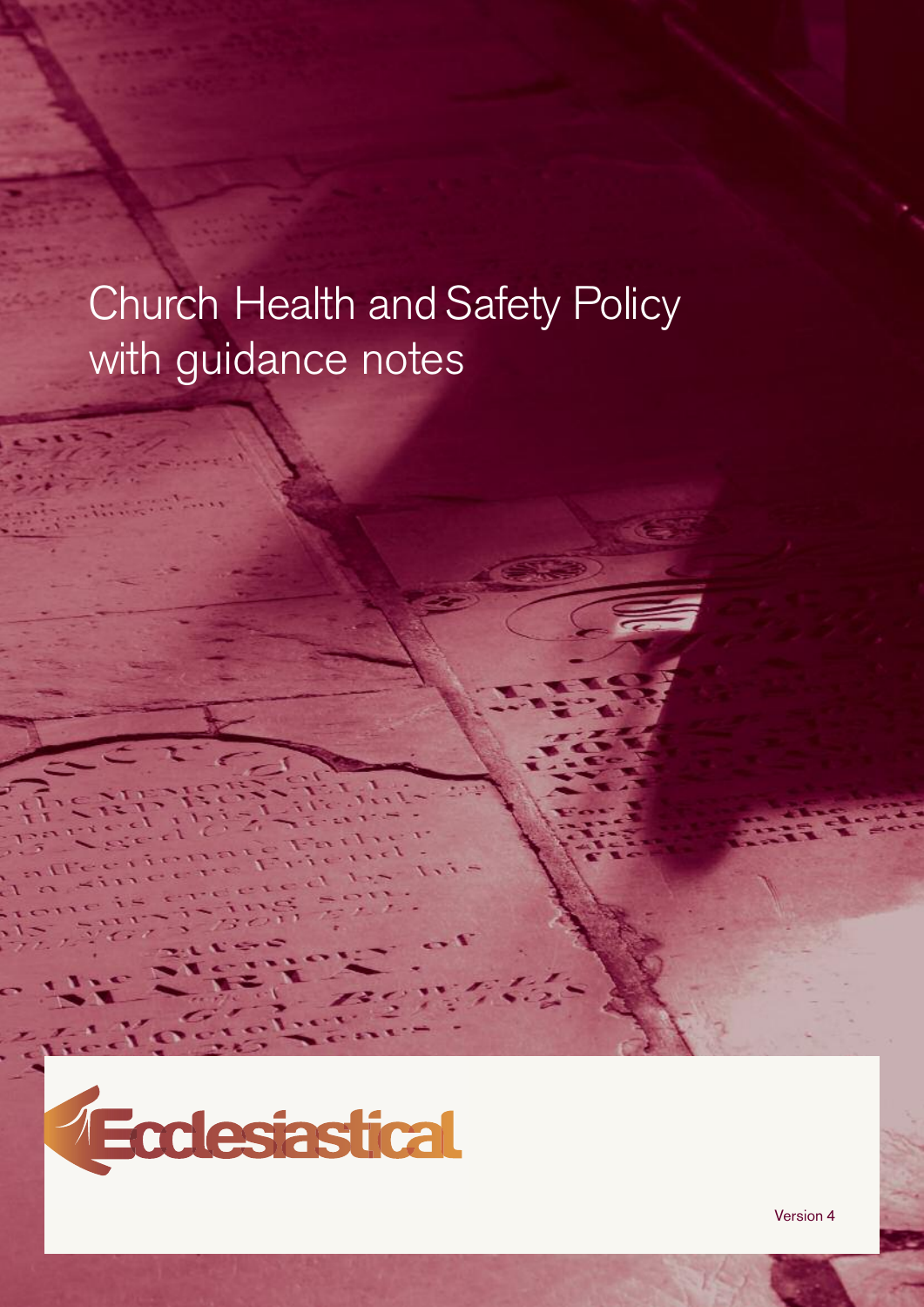# Church Health and Safety Policy with guidance notes

Ecclesiastical

Version 4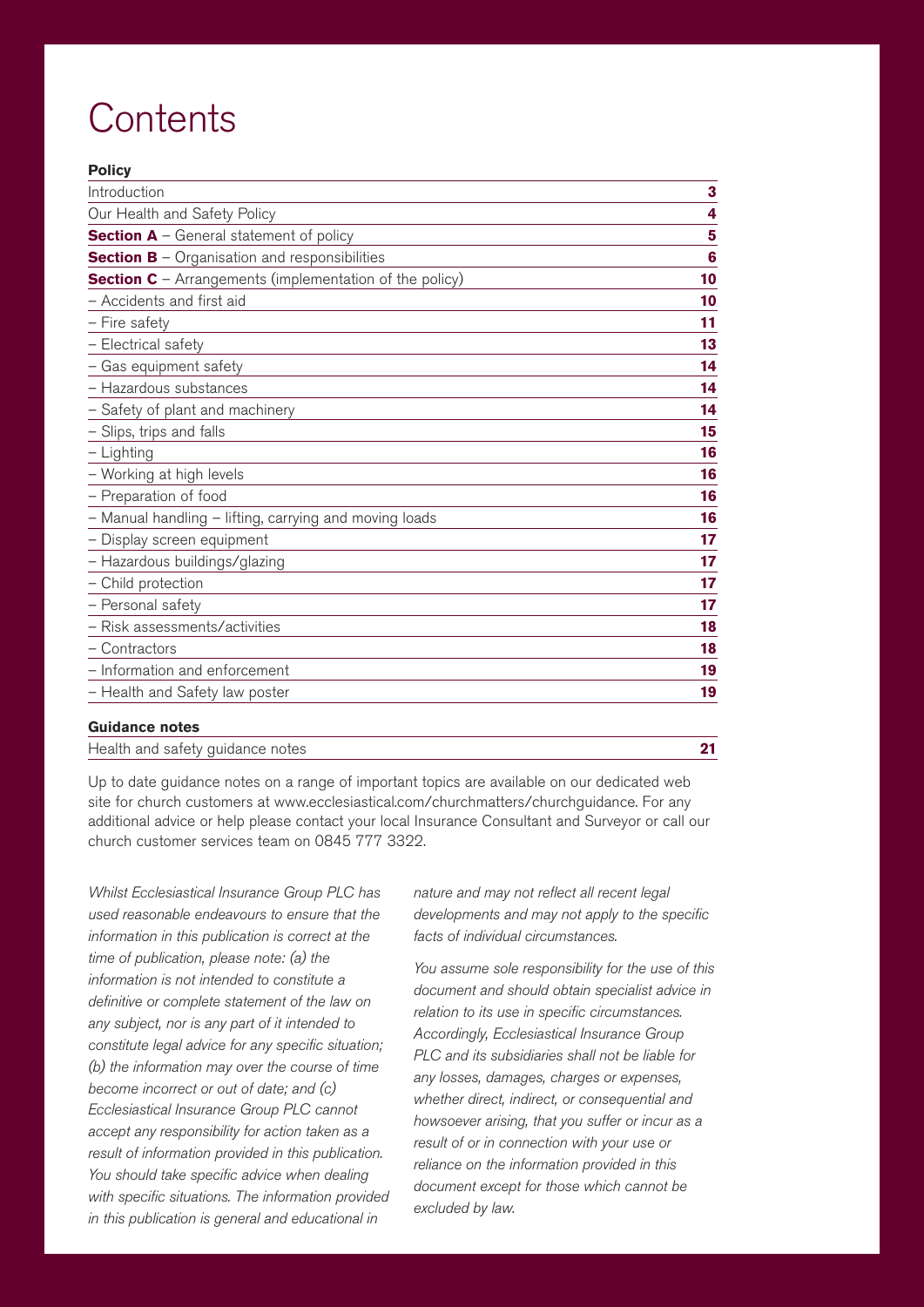# Contents

**Policy**

| | |
|---|---|
| Introduction | **3** |
| Our Health and Safety Policy | **4** |
| **Section A** – General statement of policy | **5** |
| **Section B** – Organisation and responsibilities | **6** |
| **Section C** – Arrangements (implementation of the policy) | **10** |
| – Accidents and first aid | **10** |
| – Fire safety | **11** |
| – Electrical safety | **13** |
| – Gas equipment safety | **14** |
| – Hazardous substances | **14** |
| – Safety of plant and machinery | **14** |
| – Slips, trips and falls | **15** |
| – Lighting | **16** |
| – Working at high levels | **16** |
| – Preparation of food | **16** |
| – Manual handling – lifting, carrying and moving loads | **16** |
| – Display screen equipment | **17** |
| – Hazardous buildings/glazing | **17** |
| – Child protection | **17** |
| – Personal safety | **17** |
| – Risk assessments/activities | **18** |
| – Contractors | **18** |
| – Information and enforcement | **19** |
| – Health and Safety law poster | **19** |

**Guidance notes**

| | |
|---|---|
| Health and safety guidance notes | **21** |

Up to date guidance notes on a range of important topics are available on our dedicated web site for church customers at www.ecclesiastical.com/churchmatters/churchguidance. For any additional advice or help please contact your local Insurance Consultant and Surveyor or call our church customer services team on 0845 777 3322.

*Whilst Ecclesiastical Insurance Group PLC has used reasonable endeavours to ensure that the information in this publication is correct at the time of publication, please note: (a) the information is not intended to constitute a definitive or complete statement of the law on any subject, nor is any part of it intended to constitute legal advice for any specific situation; (b) the information may over the course of time become incorrect or out of date; and (c) Ecclesiastical Insurance Group PLC cannot accept any responsibility for action taken as a result of information provided in this publication. You should take specific advice when dealing with specific situations. The information provided in this publication is general and educational in nature and may not reflect all recent legal developments and may not apply to the specific facts of individual circumstances.*

*You assume sole responsibility for the use of this document and should obtain specialist advice in relation to its use in specific circumstances. Accordingly, Ecclesiastical Insurance Group PLC and its subsidiaries shall not be liable for any losses, damages, charges or expenses, whether direct, indirect, or consequential and howsoever arising, that you suffer or incur as a result of or in connection with your use or reliance on the information provided in this document except for those which cannot be excluded by law.*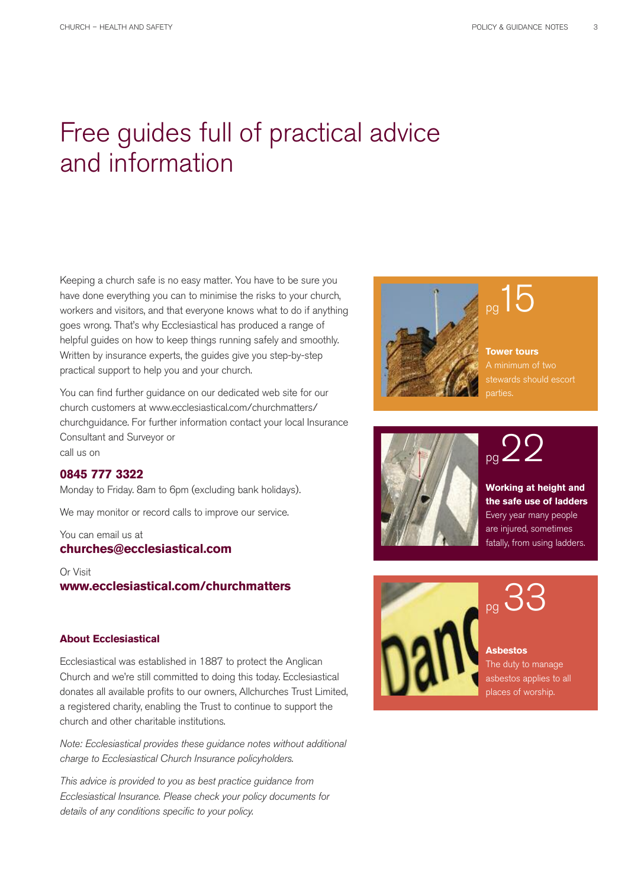# Free guides full of practical advice and information

Keeping a church safe is no easy matter. You have to be sure you have done everything you can to minimise the risks to your church, workers and visitors, and that everyone knows what to do if anything goes wrong. That's why Ecclesiastical has produced a range of helpful guides on how to keep things running safely and smoothly. Written by insurance experts, the guides give you step-by-step practical support to help you and your church.

You can find further guidance on our dedicated web site for our church customers at www.ecclesiastical.com/churchmatters/churchguidance. For further information contact your local Insurance Consultant and Surveyor or call us on

**0845 777 3322**

Monday to Friday. 8am to 6pm (excluding bank holidays).

We may monitor or record calls to improve our service.

You can email us at
**churches@ecclesiastical.com**

Or Visit
**www.ecclesiastical.com/churchmatters**

### About Ecclesiastical

Ecclesiastical was established in 1887 to protect the Anglican Church and we're still committed to doing this today. Ecclesiastical donates all available profits to our owners, Allchurches Trust Limited, a registered charity, enabling the Trust to continue to support the church and other charitable institutions.

*Note: Ecclesiastical provides these guidance notes without additional charge to Ecclesiastical Church Insurance policyholders.*

*This advice is provided to you as best practice guidance from Ecclesiastical Insurance. Please check your policy documents for details of any conditions specific to your policy.*

pg 15

**Tower tours**
A minimum of two stewards should escort parties.

pg 22

**Working at height and the safe use of ladders**
Every year many people are injured, sometimes fatally, from using ladders.

pg 33

**Asbestos**
The duty to manage asbestos applies to all places of worship.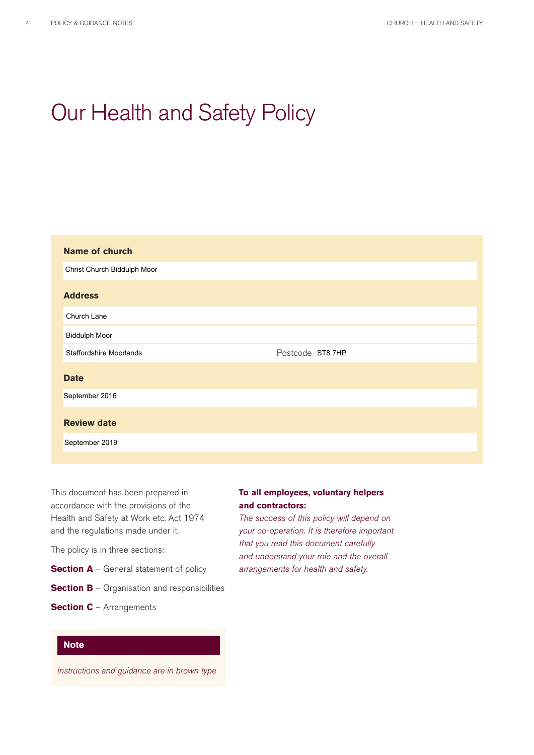# Our Health and Safety Policy

**Name of church**

Christ Church Biddulph Moor

**Address**

Church Lane

Biddulph Moor

Staffordshire Moorlands

Postcode ST8 7HP

**Date**

September 2016

**Review date**

September 2019

This document has been prepared in accordance with the provisions of the Health and Safety at Work etc. Act 1974 and the regulations made under it.

The policy is in three sections:

**Section A** – General statement of policy

**Section B** – Organisation and responsibilities

**Section C** – Arrangements

**Note**

*Instructions and guidance are in brown type*

**To all employees, voluntary helpers and contractors:**

*The success of this policy will depend on your co-operation. It is therefore important that you read this document carefully and understand your role and the overall arrangements for health and safety.*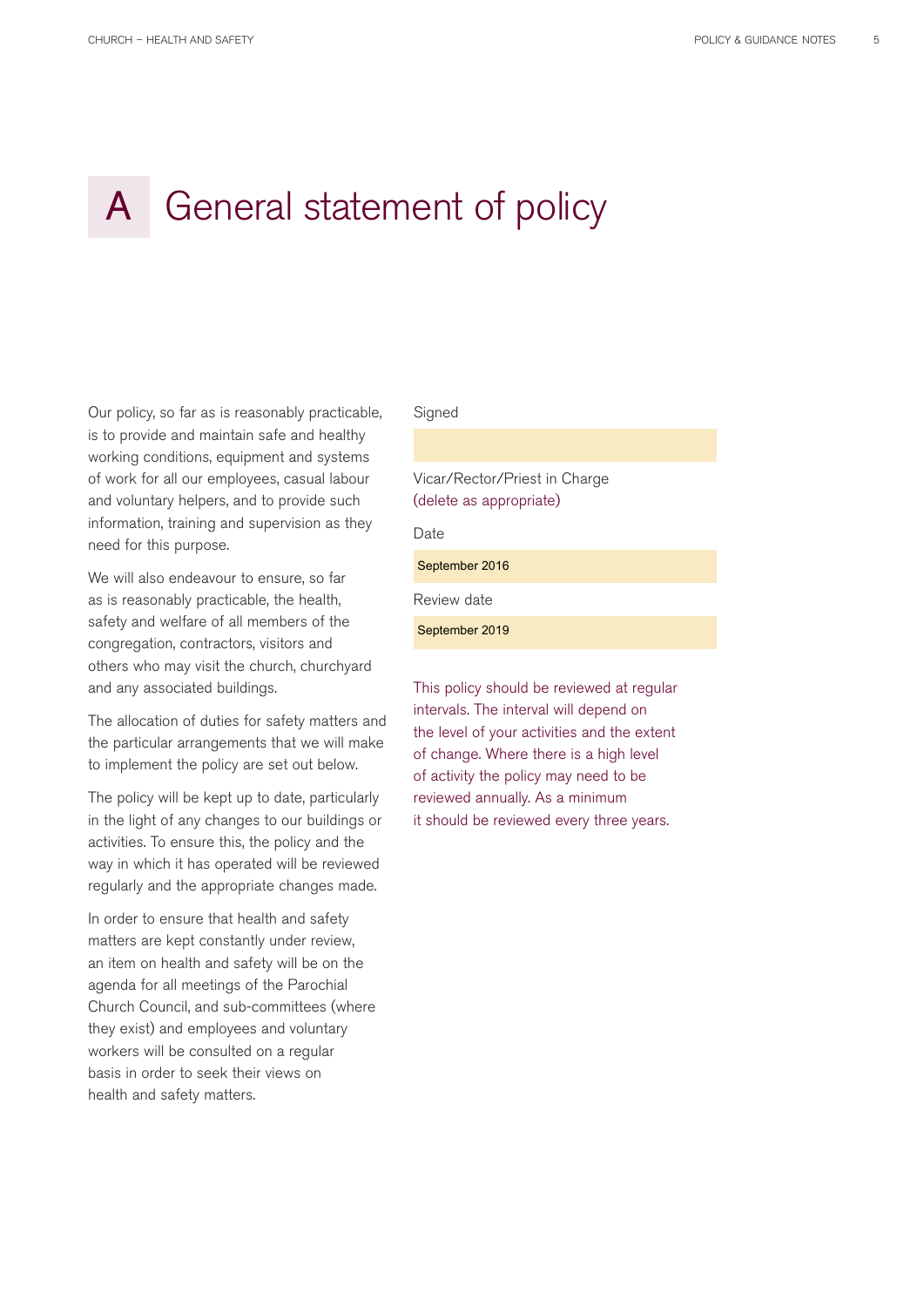# A General statement of policy

Our policy, so far as is reasonably practicable, is to provide and maintain safe and healthy working conditions, equipment and systems of work for all our employees, casual labour and voluntary helpers, and to provide such information, training and supervision as they need for this purpose.

We will also endeavour to ensure, so far as is reasonably practicable, the health, safety and welfare of all members of the congregation, contractors, visitors and others who may visit the church, churchyard and any associated buildings.

The allocation of duties for safety matters and the particular arrangements that we will make to implement the policy are set out below.

The policy will be kept up to date, particularly in the light of any changes to our buildings or activities. To ensure this, the policy and the way in which it has operated will be reviewed regularly and the appropriate changes made.

In order to ensure that health and safety matters are kept constantly under review, an item on health and safety will be on the agenda for all meetings of the Parochial Church Council, and sub-committees (where they exist) and employees and voluntary workers will be consulted on a regular basis in order to seek their views on health and safety matters.

Signed

Vicar/Rector/Priest in Charge
(delete as appropriate)

Date

September 2016

Review date

September 2019

This policy should be reviewed at regular intervals. The interval will depend on the level of your activities and the extent of change. Where there is a high level of activity the policy may need to be reviewed annually. As a minimum it should be reviewed every three years.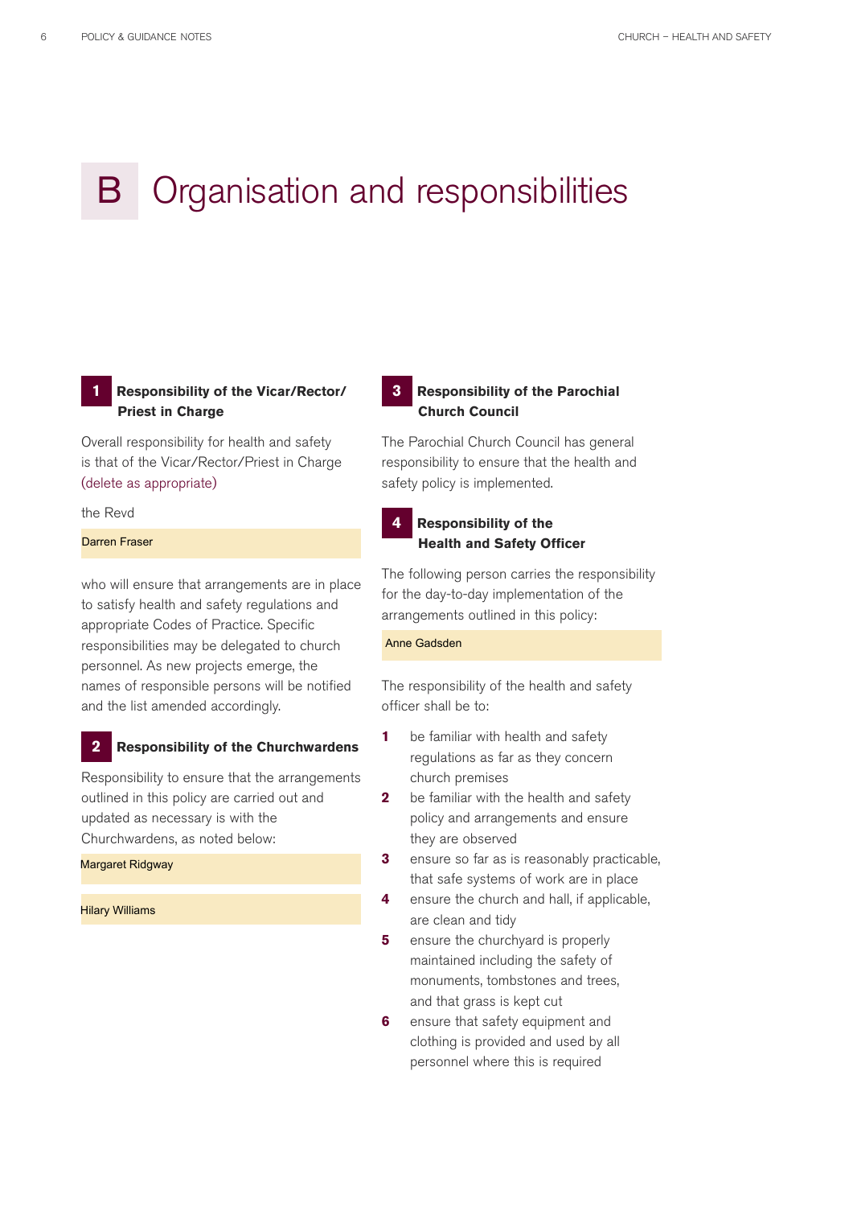# B Organisation and responsibilities

## 1 Responsibility of the Vicar/Rector/Priest in Charge

Overall responsibility for health and safety is that of the Vicar/Rector/Priest in Charge (delete as appropriate)

the Revd

Darren Fraser

who will ensure that arrangements are in place to satisfy health and safety regulations and appropriate Codes of Practice. Specific responsibilities may be delegated to church personnel. As new projects emerge, the names of responsible persons will be notified and the list amended accordingly.

## 2 Responsibility of the Churchwardens

Responsibility to ensure that the arrangements outlined in this policy are carried out and updated as necessary is with the Churchwardens, as noted below:

Margaret Ridgway

Hilary Williams

## 3 Responsibility of the Parochial Church Council

The Parochial Church Council has general responsibility to ensure that the health and safety policy is implemented.

## 4 Responsibility of the Health and Safety Officer

The following person carries the responsibility for the day-to-day implementation of the arrangements outlined in this policy:

Anne Gadsden

The responsibility of the health and safety officer shall be to:

1. be familiar with health and safety regulations as far as they concern church premises
2. be familiar with the health and safety policy and arrangements and ensure they are observed
3. ensure so far as is reasonably practicable, that safe systems of work are in place
4. ensure the church and hall, if applicable, are clean and tidy
5. ensure the churchyard is properly maintained including the safety of monuments, tombstones and trees, and that grass is kept cut
6. ensure that safety equipment and clothing is provided and used by all personnel where this is required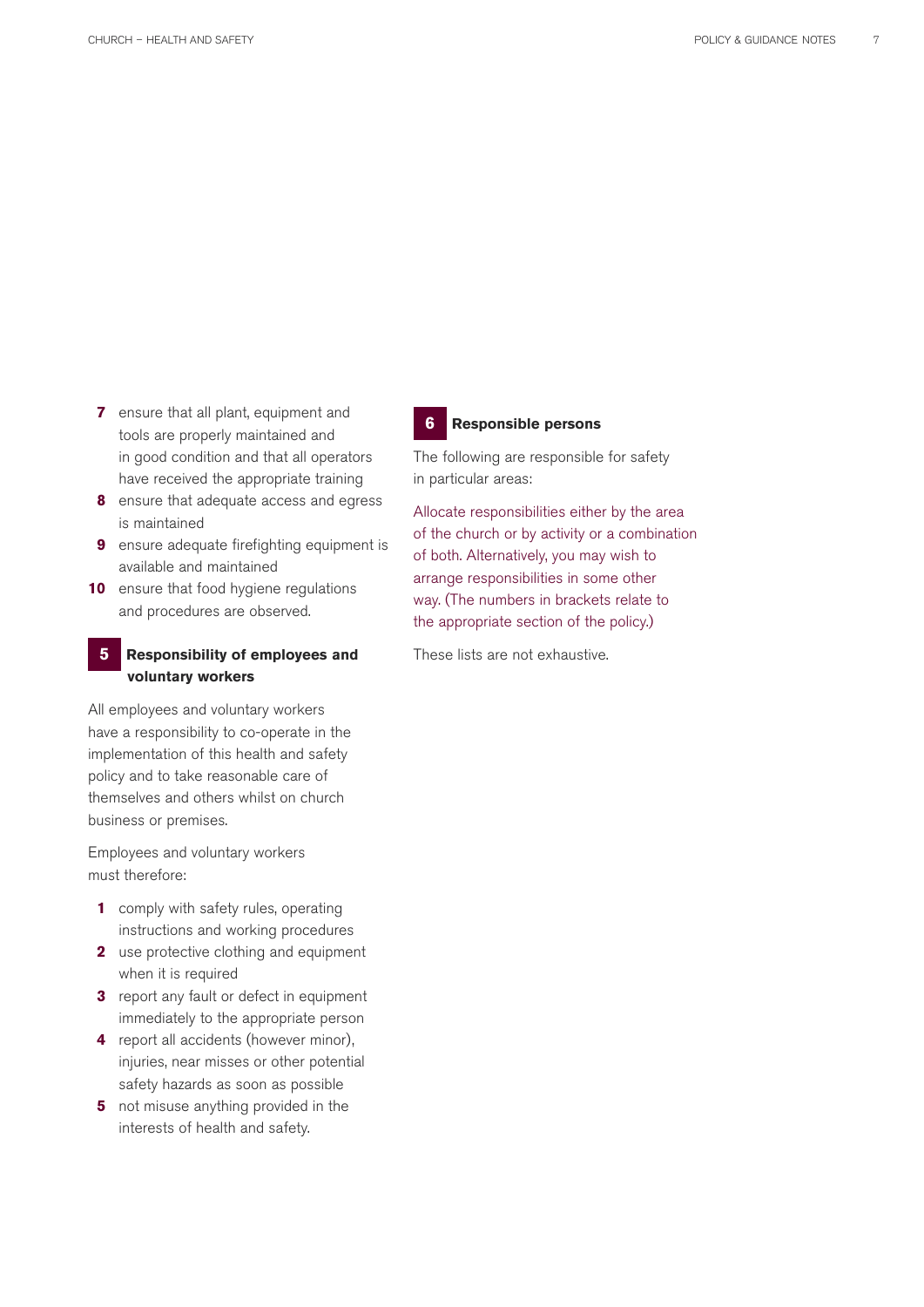7. ensure that all plant, equipment and tools are properly maintained and in good condition and that all operators have received the appropriate training
8. ensure that adequate access and egress is maintained
9. ensure adequate firefighting equipment is available and maintained
10. ensure that food hygiene regulations and procedures are observed.

## 5 Responsibility of employees and voluntary workers

All employees and voluntary workers have a responsibility to co-operate in the implementation of this health and safety policy and to take reasonable care of themselves and others whilst on church business or premises.

Employees and voluntary workers must therefore:

1. comply with safety rules, operating instructions and working procedures
2. use protective clothing and equipment when it is required
3. report any fault or defect in equipment immediately to the appropriate person
4. report all accidents (however minor), injuries, near misses or other potential safety hazards as soon as possible
5. not misuse anything provided in the interests of health and safety.

## 6 Responsible persons

The following are responsible for safety in particular areas:

Allocate responsibilities either by the area of the church or by activity or a combination of both. Alternatively, you may wish to arrange responsibilities in some other way. (The numbers in brackets relate to the appropriate section of the policy.)

These lists are not exhaustive.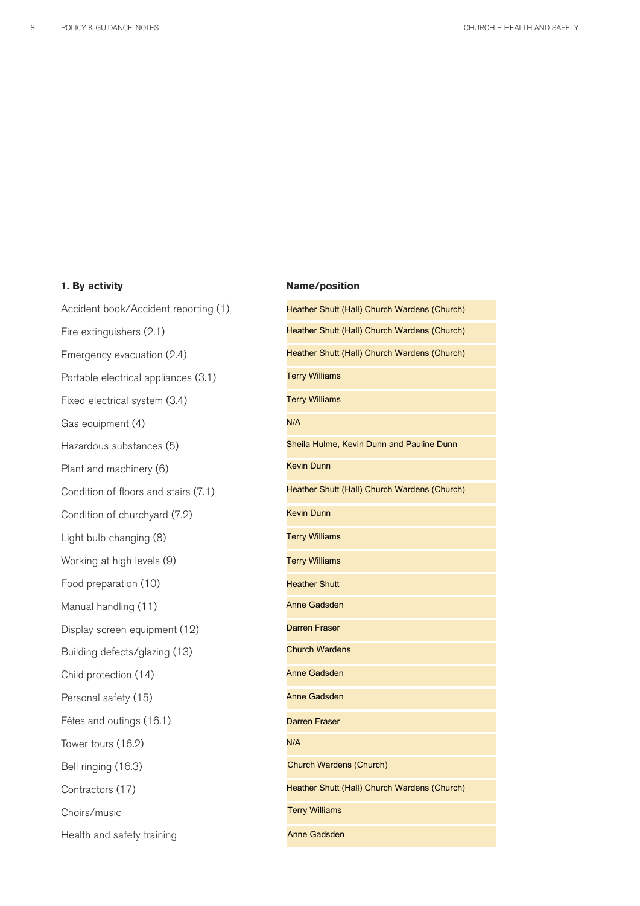| 1. By activity | Name/position |
|---|---|
| Accident book/Accident reporting (1) | Heather Shutt (Hall) Church Wardens (Church) |
| Fire extinguishers (2.1) | Heather Shutt (Hall) Church Wardens (Church) |
| Emergency evacuation (2.4) | Heather Shutt (Hall) Church Wardens (Church) |
| Portable electrical appliances (3.1) | Terry Williams |
| Fixed electrical system (3.4) | Terry Williams |
| Gas equipment (4) | N/A |
| Hazardous substances (5) | Sheila Hulme, Kevin Dunn and Pauline Dunn |
| Plant and machinery (6) | Kevin Dunn |
| Condition of floors and stairs (7.1) | Heather Shutt (Hall) Church Wardens (Church) |
| Condition of churchyard (7.2) | Kevin Dunn |
| Light bulb changing (8) | Terry Williams |
| Working at high levels (9) | Terry Williams |
| Food preparation (10) | Heather Shutt |
| Manual handling (11) | Anne Gadsden |
| Display screen equipment (12) | Darren Fraser |
| Building defects/glazing (13) | Church Wardens |
| Child protection (14) | Anne Gadsden |
| Personal safety (15) | Anne Gadsden |
| Fêtes and outings (16.1) | Darren Fraser |
| Tower tours (16.2) | N/A |
| Bell ringing (16.3) | Church Wardens (Church) |
| Contractors (17) | Heather Shutt (Hall) Church Wardens (Church) |
| Choirs/music | Terry Williams |
| Health and safety training | Anne Gadsden |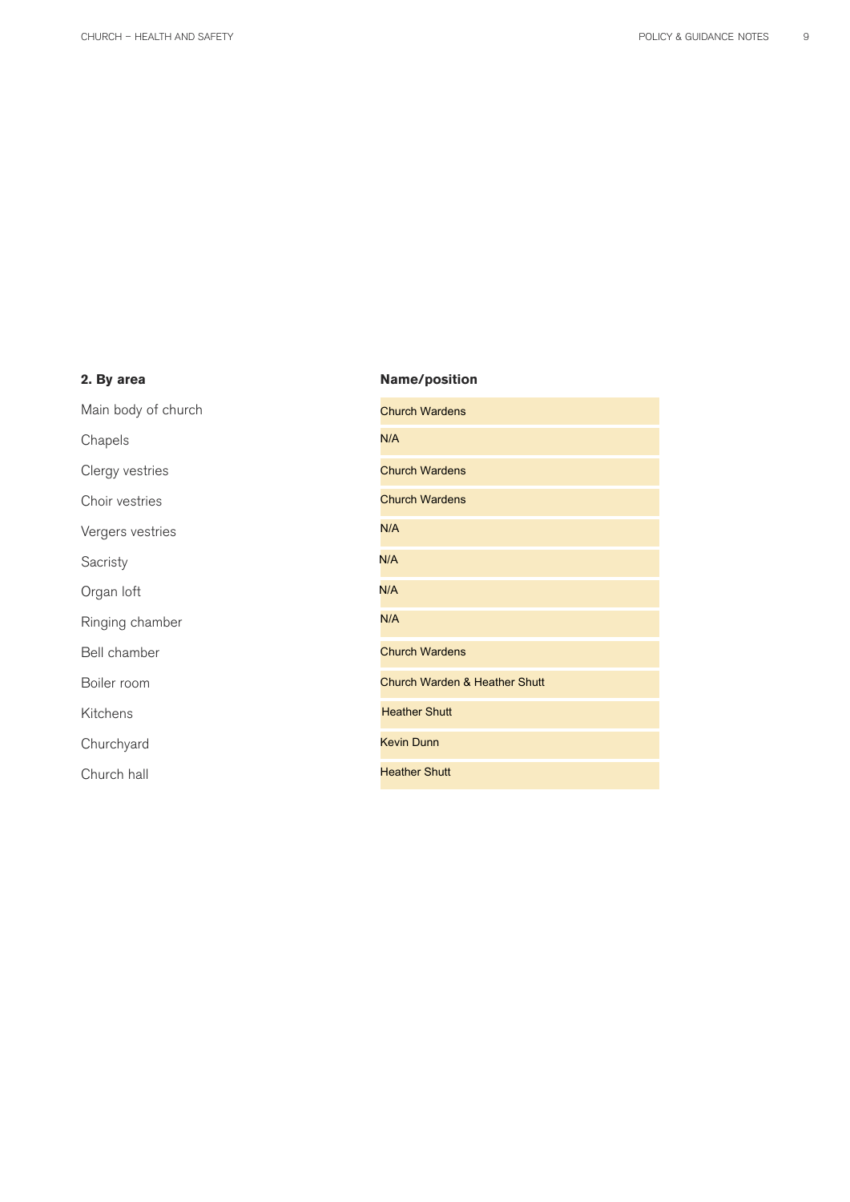| 2. By area | Name/position |
|---|---|
| Main body of church | Church Wardens |
| Chapels | N/A |
| Clergy vestries | Church Wardens |
| Choir vestries | Church Wardens |
| Vergers vestries | N/A |
| Sacristy | N/A |
| Organ loft | N/A |
| Ringing chamber | N/A |
| Bell chamber | Church Wardens |
| Boiler room | Church Warden & Heather Shutt |
| Kitchens | Heather Shutt |
| Churchyard | Kevin Dunn |
| Church hall | Heather Shutt |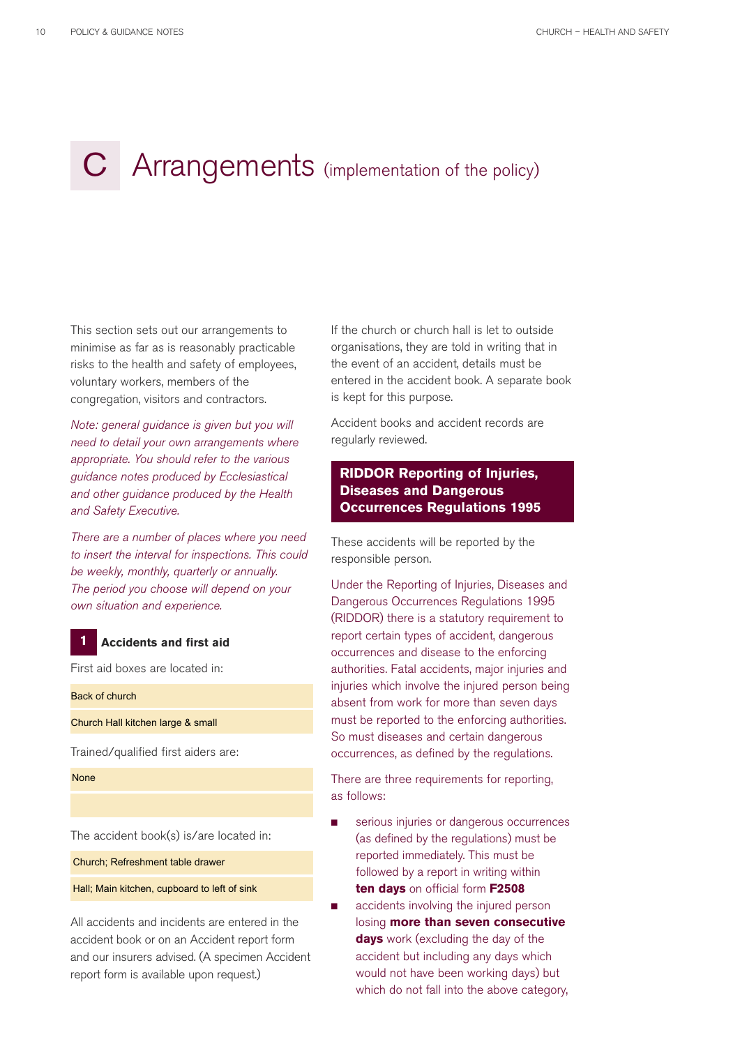# C Arrangements (implementation of the policy)

This section sets out our arrangements to minimise as far as is reasonably practicable risks to the health and safety of employees, voluntary workers, members of the congregation, visitors and contractors.

*Note: general guidance is given but you will need to detail your own arrangements where appropriate. You should refer to the various guidance notes produced by Ecclesiastical and other guidance produced by the Health and Safety Executive.*

*There are a number of places where you need to insert the interval for inspections. This could be weekly, monthly, quarterly or annually. The period you choose will depend on your own situation and experience.*

## 1 Accidents and first aid

First aid boxes are located in:

Back of church

Church Hall kitchen large & small

Trained/qualified first aiders are:

None

The accident book(s) is/are located in:

Church; Refreshment table drawer

Hall; Main kitchen, cupboard to left of sink

All accidents and incidents are entered in the accident book or on an Accident report form and our insurers advised. (A specimen Accident report form is available upon request.)

If the church or church hall is let to outside organisations, they are told in writing that in the event of an accident, details must be entered in the accident book. A separate book is kept for this purpose.

Accident books and accident records are regularly reviewed.

### RIDDOR Reporting of Injuries, Diseases and Dangerous Occurrences Regulations 1995

These accidents will be reported by the responsible person.

Under the Reporting of Injuries, Diseases and Dangerous Occurrences Regulations 1995 (RIDDOR) there is a statutory requirement to report certain types of accident, dangerous occurrences and disease to the enforcing authorities. Fatal accidents, major injuries and injuries which involve the injured person being absent from work for more than seven days must be reported to the enforcing authorities. So must diseases and certain dangerous occurrences, as defined by the regulations.

There are three requirements for reporting, as follows:

- serious injuries or dangerous occurrences (as defined by the regulations) must be reported immediately. This must be followed by a report in writing within **ten days** on official form **F2508**
- accidents involving the injured person losing **more than seven consecutive days** work (excluding the day of the accident but including any days which would not have been working days) but which do not fall into the above category,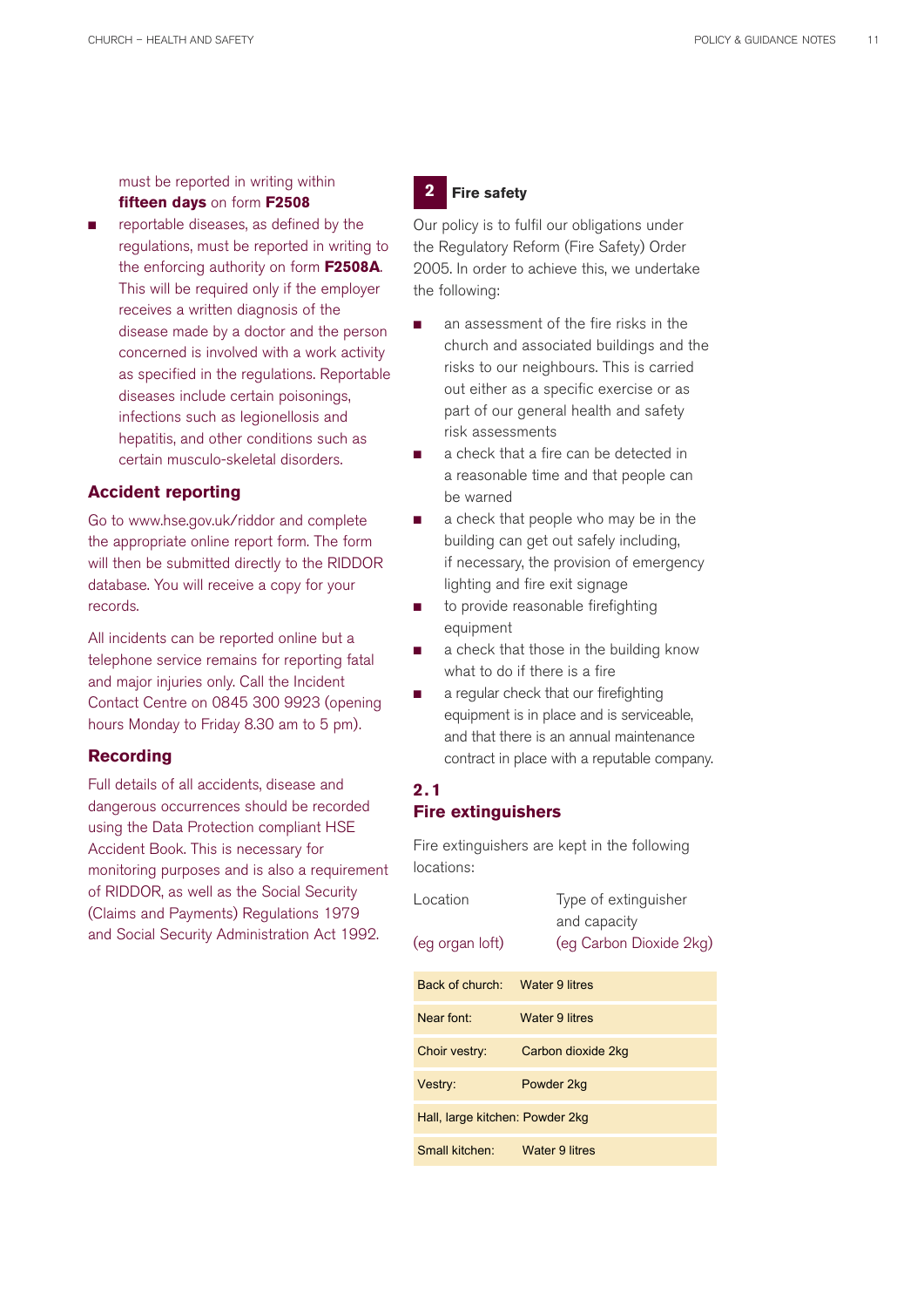must be reported in writing within **fifteen days** on form **F2508**

- reportable diseases, as defined by the regulations, must be reported in writing to the enforcing authority on form **F2508A**. This will be required only if the employer receives a written diagnosis of the disease made by a doctor and the person concerned is involved with a work activity as specified in the regulations. Reportable diseases include certain poisonings, infections such as legionellosis and hepatitis, and other conditions such as certain musculo-skeletal disorders.

### Accident reporting

Go to www.hse.gov.uk/riddor and complete the appropriate online report form. The form will then be submitted directly to the RIDDOR database. You will receive a copy for your records.

All incidents can be reported online but a telephone service remains for reporting fatal and major injuries only. Call the Incident Contact Centre on 0845 300 9923 (opening hours Monday to Friday 8.30 am to 5 pm).

### Recording

Full details of all accidents, disease and dangerous occurrences should be recorded using the Data Protection compliant HSE Accident Book. This is necessary for monitoring purposes and is also a requirement of RIDDOR, as well as the Social Security (Claims and Payments) Regulations 1979 and Social Security Administration Act 1992.

## 2 Fire safety

Our policy is to fulfil our obligations under the Regulatory Reform (Fire Safety) Order 2005. In order to achieve this, we undertake the following:

- an assessment of the fire risks in the church and associated buildings and the risks to our neighbours. This is carried out either as a specific exercise or as part of our general health and safety risk assessments
- a check that a fire can be detected in a reasonable time and that people can be warned
- a check that people who may be in the building can get out safely including, if necessary, the provision of emergency lighting and fire exit signage
- to provide reasonable firefighting equipment
- a check that those in the building know what to do if there is a fire
- a regular check that our firefighting equipment is in place and is serviceable, and that there is an annual maintenance contract in place with a reputable company.

### 2.1 Fire extinguishers

Fire extinguishers are kept in the following locations:

| Location | Type of extinguisher and capacity |
|---|---|
| (eg organ loft) | (eg Carbon Dioxide 2kg) |
| Back of church: | Water 9 litres |
| Near font: | Water 9 litres |
| Choir vestry: | Carbon dioxide 2kg |
| Vestry: | Powder 2kg |
| Hall, large kitchen: | Powder 2kg |
| Small kitchen: | Water 9 litres |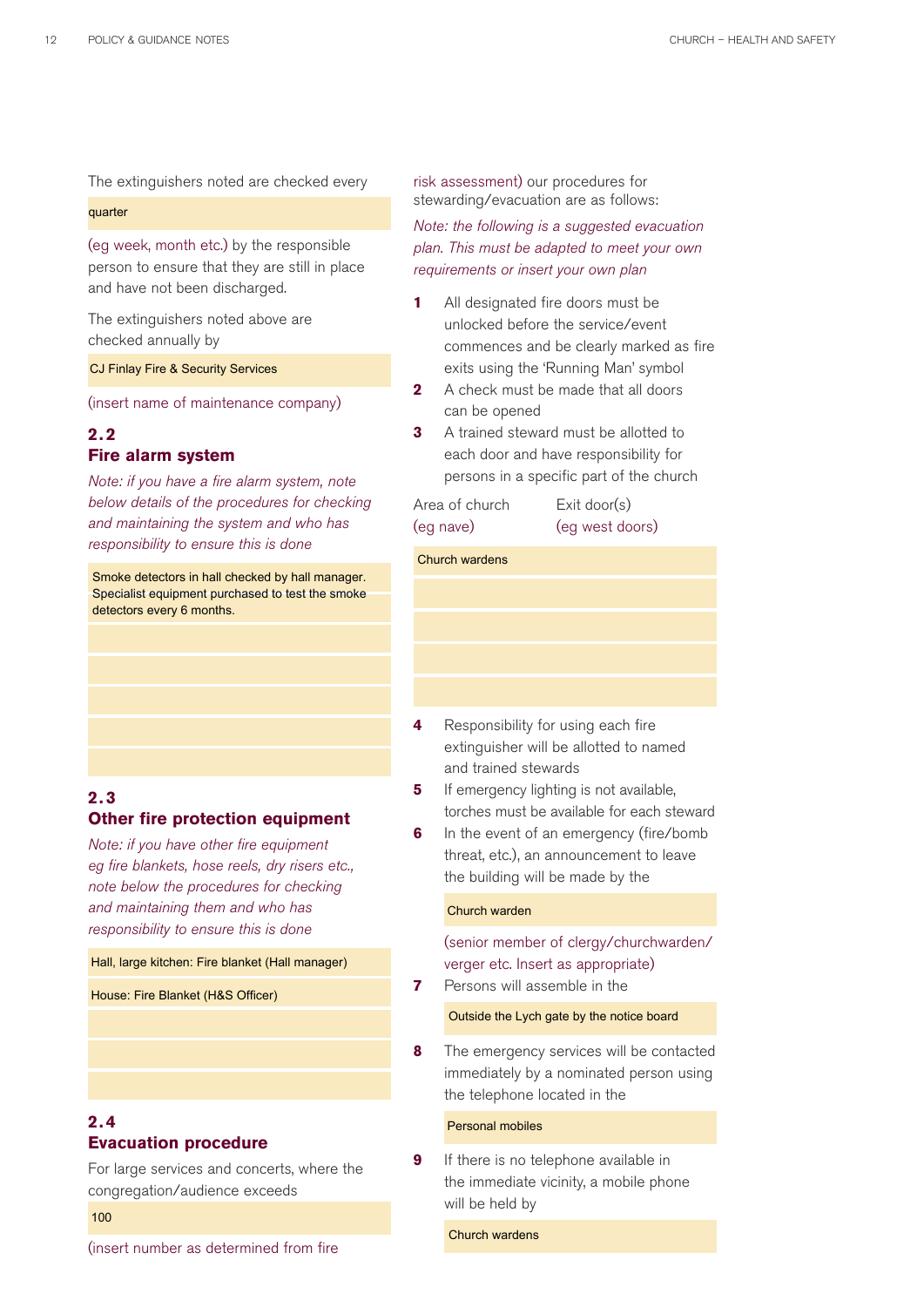The extinguishers noted are checked every

quarter

(eg week, month etc.) by the responsible person to ensure that they are still in place and have not been discharged.

The extinguishers noted above are checked annually by

CJ Finlay Fire & Security Services

(insert name of maintenance company)

## 2.2 Fire alarm system

*Note: if you have a fire alarm system, note below details of the procedures for checking and maintaining the system and who has responsibility to ensure this is done*

Smoke detectors in hall checked by hall manager. Specialist equipment purchased to test the smoke detectors every 6 months.

## 2.3 Other fire protection equipment

*Note: if you have other fire equipment eg fire blankets, hose reels, dry risers etc., note below the procedures for checking and maintaining them and who has responsibility to ensure this is done*

Hall, large kitchen: Fire blanket (Hall manager)

House: Fire Blanket (H&S Officer)

## 2.4 Evacuation procedure

For large services and concerts, where the congregation/audience exceeds

100

(insert number as determined from fire risk assessment) our procedures for stewarding/evacuation are as follows:

*Note: the following is a suggested evacuation plan. This must be adapted to meet your own requirements or insert your own plan*

1. All designated fire doors must be unlocked before the service/event commences and be clearly marked as fire exits using the 'Running Man' symbol
2. A check must be made that all doors can be opened
3. A trained steward must be allotted to each door and have responsibility for persons in a specific part of the church

| Area of church (eg nave) | Exit door(s) (eg west doors) |
|---|---|
| Church wardens | |
| | |
| | |
| | |
| | |

4. Responsibility for using each fire extinguisher will be allotted to named and trained stewards
5. If emergency lighting is not available, torches must be available for each steward
6. In the event of an emergency (fire/bomb threat, etc.), an announcement to leave the building will be made by the

   Church warden

   (senior member of clergy/churchwarden/verger etc. Insert as appropriate)
7. Persons will assemble in the

   Outside the Lych gate by the notice board
8. The emergency services will be contacted immediately by a nominated person using the telephone located in the

   Personal mobiles
9. If there is no telephone available in the immediate vicinity, a mobile phone will be held by

   Church wardens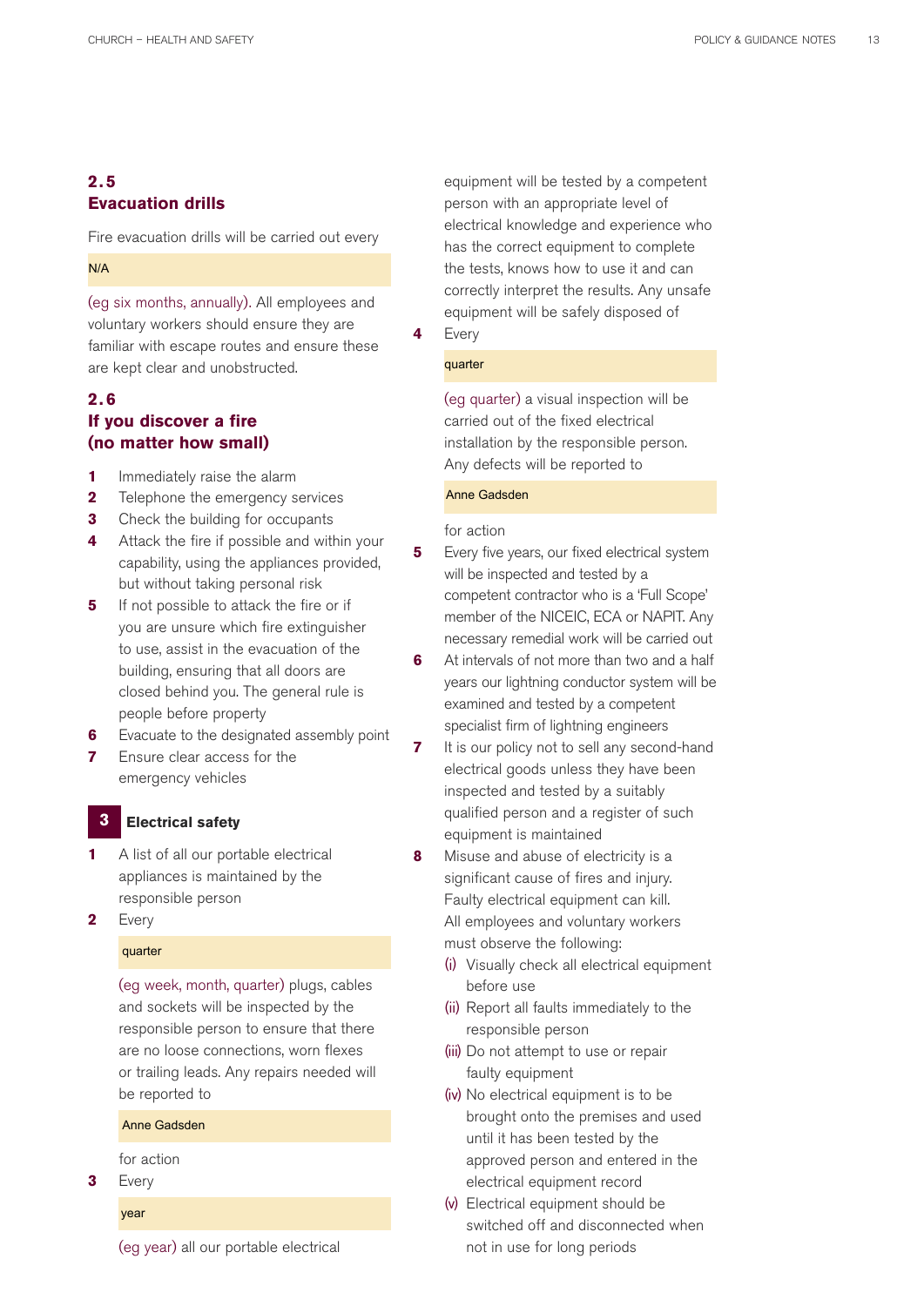## 2.5 Evacuation drills

Fire evacuation drills will be carried out every

N/A

(eg six months, annually). All employees and voluntary workers should ensure they are familiar with escape routes and ensure these are kept clear and unobstructed.

## 2.6 If you discover a fire (no matter how small)

1. Immediately raise the alarm
2. Telephone the emergency services
3. Check the building for occupants
4. Attack the fire if possible and within your capability, using the appliances provided, but without taking personal risk
5. If not possible to attack the fire or if you are unsure which fire extinguisher to use, assist in the evacuation of the building, ensuring that all doors are closed behind you. The general rule is people before property
6. Evacuate to the designated assembly point
7. Ensure clear access for the emergency vehicles

# 3 Electrical safety

1. A list of all our portable electrical appliances is maintained by the responsible person
2. Every

   quarter

   (eg week, month, quarter) plugs, cables and sockets will be inspected by the responsible person to ensure that there are no loose connections, worn flexes or trailing leads. Any repairs needed will be reported to

   Anne Gadsden

   for action
3. Every

   year

   (eg year) all our portable electrical equipment will be tested by a competent person with an appropriate level of electrical knowledge and experience who has the correct equipment to complete the tests, knows how to use it and can correctly interpret the results. Any unsafe equipment will be safely disposed of
4. Every

   quarter

   (eg quarter) a visual inspection will be carried out of the fixed electrical installation by the responsible person. Any defects will be reported to

   Anne Gadsden

   for action
5. Every five years, our fixed electrical system will be inspected and tested by a competent contractor who is a 'Full Scope' member of the NICEIC, ECA or NAPIT. Any necessary remedial work will be carried out
6. At intervals of not more than two and a half years our lightning conductor system will be examined and tested by a competent specialist firm of lightning engineers
7. It is our policy not to sell any second-hand electrical goods unless they have been inspected and tested by a suitably qualified person and a register of such equipment is maintained
8. Misuse and abuse of electricity is a significant cause of fires and injury. Faulty electrical equipment can kill. All employees and voluntary workers must observe the following:
   (i) Visually check all electrical equipment before use
   (ii) Report all faults immediately to the responsible person
   (iii) Do not attempt to use or repair faulty equipment
   (iv) No electrical equipment is to be brought onto the premises and used until it has been tested by the approved person and entered in the electrical equipment record
   (v) Electrical equipment should be switched off and disconnected when not in use for long periods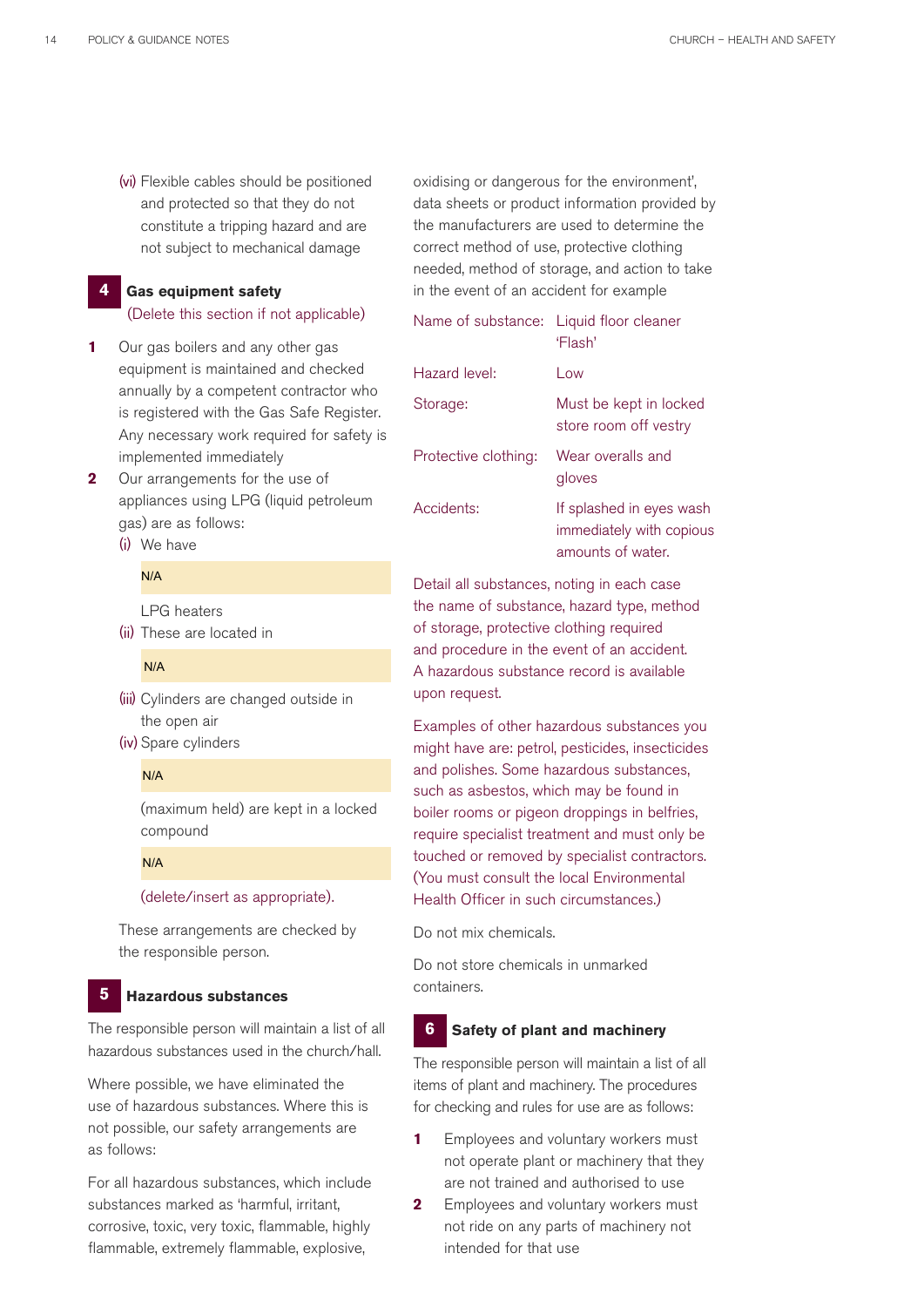(vi) Flexible cables should be positioned and protected so that they do not constitute a tripping hazard and are not subject to mechanical damage

## 4 Gas equipment safety

(Delete this section if not applicable)

1. Our gas boilers and any other gas equipment is maintained and checked annually by a competent contractor who is registered with the Gas Safe Register. Any necessary work required for safety is implemented immediately
2. Our arrangements for the use of appliances using LPG (liquid petroleum gas) are as follows:
   - (i) We have

     N/A

     LPG heaters
   - (ii) These are located in

     N/A
   - (iii) Cylinders are changed outside in the open air
   - (iv) Spare cylinders

     N/A

     (maximum held) are kept in a locked compound

     N/A

     (delete/insert as appropriate).

   These arrangements are checked by the responsible person.

## 5 Hazardous substances

The responsible person will maintain a list of all hazardous substances used in the church/hall.

Where possible, we have eliminated the use of hazardous substances. Where this is not possible, our safety arrangements are as follows:

For all hazardous substances, which include substances marked as 'harmful, irritant, corrosive, toxic, very toxic, flammable, highly flammable, extremely flammable, explosive, oxidising or dangerous for the environment', data sheets or product information provided by the manufacturers are used to determine the correct method of use, protective clothing needed, method of storage, and action to take in the event of an accident for example

| | |
|---|---|
| Name of substance: | Liquid floor cleaner 'Flash' |
| Hazard level: | Low |
| Storage: | Must be kept in locked store room off vestry |
| Protective clothing: | Wear overalls and gloves |
| Accidents: | If splashed in eyes wash immediately with copious amounts of water. |

Detail all substances, noting in each case the name of substance, hazard type, method of storage, protective clothing required and procedure in the event of an accident. A hazardous substance record is available upon request.

Examples of other hazardous substances you might have are: petrol, pesticides, insecticides and polishes. Some hazardous substances, such as asbestos, which may be found in boiler rooms or pigeon droppings in belfries, require specialist treatment and must only be touched or removed by specialist contractors. (You must consult the local Environmental Health Officer in such circumstances.)

Do not mix chemicals.

Do not store chemicals in unmarked containers.

## 6 Safety of plant and machinery

The responsible person will maintain a list of all items of plant and machinery. The procedures for checking and rules for use are as follows:

1. Employees and voluntary workers must not operate plant or machinery that they are not trained and authorised to use
2. Employees and voluntary workers must not ride on any parts of machinery not intended for that use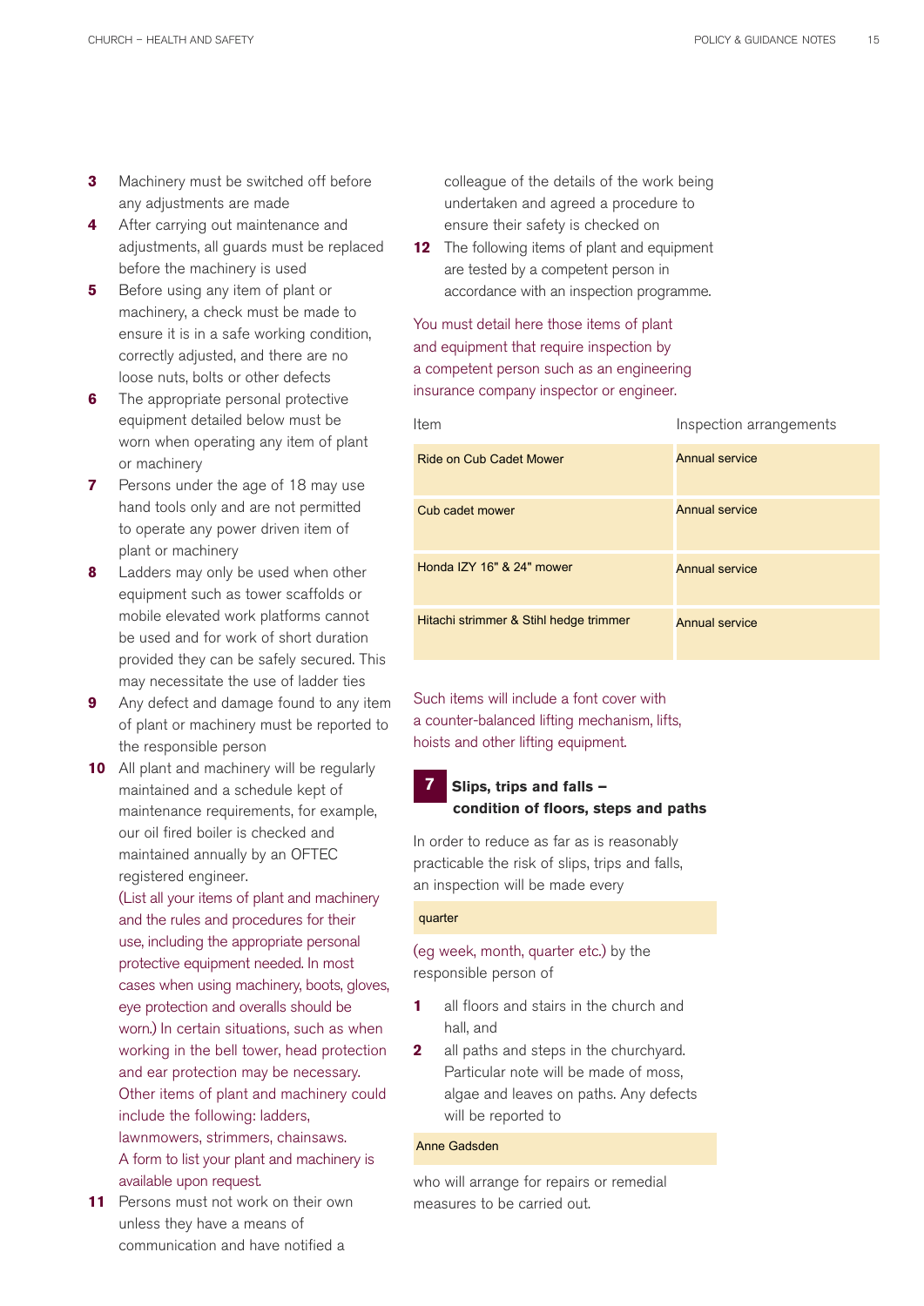3. Machinery must be switched off before any adjustments are made
4. After carrying out maintenance and adjustments, all guards must be replaced before the machinery is used
5. Before using any item of plant or machinery, a check must be made to ensure it is in a safe working condition, correctly adjusted, and there are no loose nuts, bolts or other defects
6. The appropriate personal protective equipment detailed below must be worn when operating any item of plant or machinery
7. Persons under the age of 18 may use hand tools only and are not permitted to operate any power driven item of plant or machinery
8. Ladders may only be used when other equipment such as tower scaffolds or mobile elevated work platforms cannot be used and for work of short duration provided they can be safely secured. This may necessitate the use of ladder ties
9. Any defect and damage found to any item of plant or machinery must be reported to the responsible person
10. All plant and machinery will be regularly maintained and a schedule kept of maintenance requirements, for example, our oil fired boiler is checked and maintained annually by an OFTEC registered engineer.
    (List all your items of plant and machinery and the rules and procedures for their use, including the appropriate personal protective equipment needed. In most cases when using machinery, boots, gloves, eye protection and overalls should be worn.) In certain situations, such as when working in the bell tower, head protection and ear protection may be necessary. Other items of plant and machinery could include the following: ladders, lawnmowers, strimmers, chainsaws. A form to list your plant and machinery is available upon request.
11. Persons must not work on their own unless they have a means of communication and have notified a colleague of the details of the work being undertaken and agreed a procedure to ensure their safety is checked on
12. The following items of plant and equipment are tested by a competent person in accordance with an inspection programme.

You must detail here those items of plant and equipment that require inspection by a competent person such as an engineering insurance company inspector or engineer.

| Item | Inspection arrangements |
|---|---|
| Ride on Cub Cadet Mower | Annual service |
| Cub cadet mower | Annual service |
| Honda IZY 16" & 24" mower | Annual service |
| Hitachi strimmer & Stihl hedge trimmer | Annual service |

Such items will include a font cover with a counter-balanced lifting mechanism, lifts, hoists and other lifting equipment.

## 7 Slips, trips and falls – condition of floors, steps and paths

In order to reduce as far as is reasonably practicable the risk of slips, trips and falls, an inspection will be made every

quarter

(eg week, month, quarter etc.) by the responsible person of

1. all floors and stairs in the church and hall, and
2. all paths and steps in the churchyard. Particular note will be made of moss, algae and leaves on paths. Any defects will be reported to

Anne Gadsden

who will arrange for repairs or remedial measures to be carried out.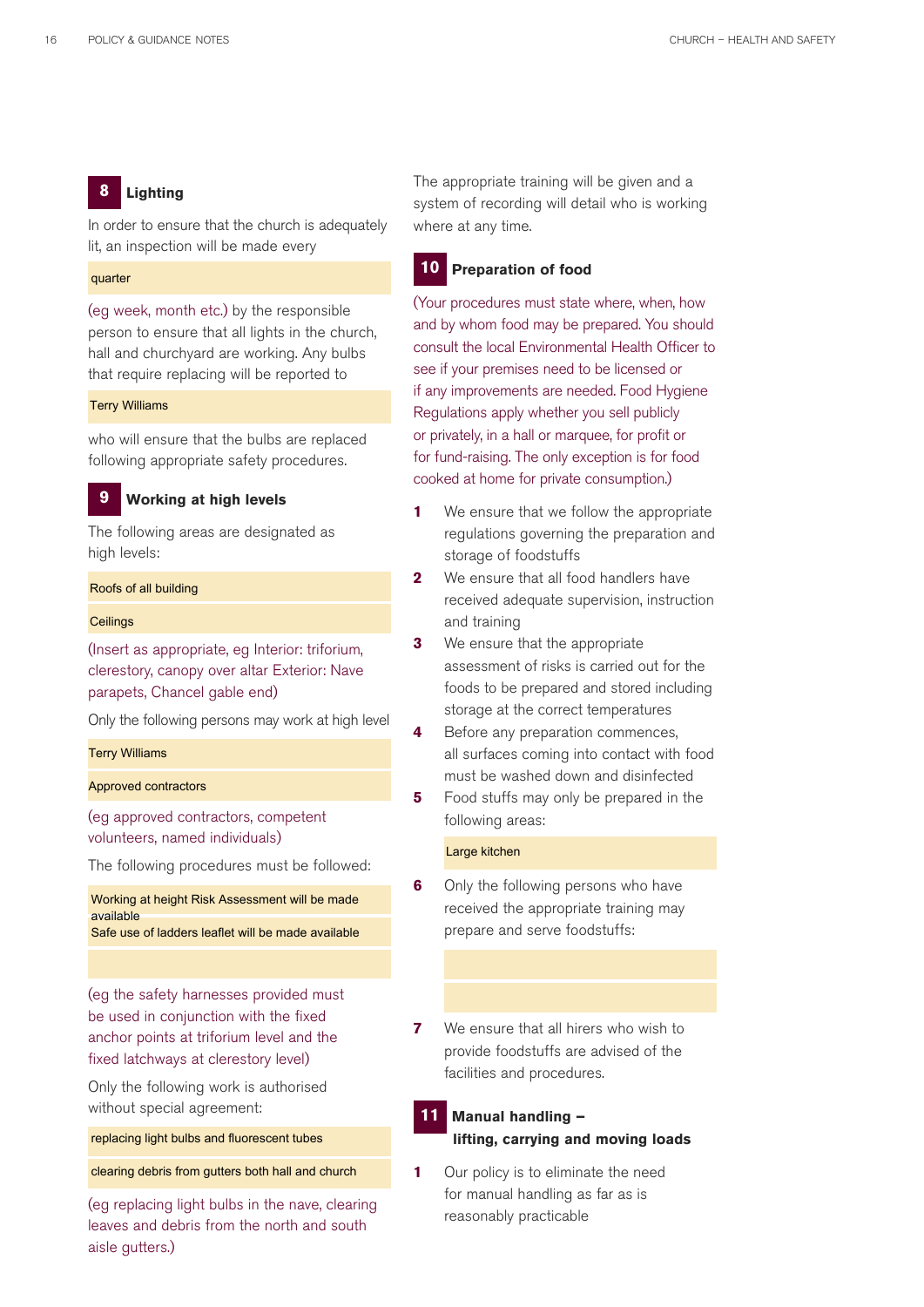## 8 Lighting

In order to ensure that the church is adequately lit, an inspection will be made every

quarter

(eg week, month etc.) by the responsible person to ensure that all lights in the church, hall and churchyard are working. Any bulbs that require replacing will be reported to

Terry Williams

who will ensure that the bulbs are replaced following appropriate safety procedures.

## 9 Working at high levels

The following areas are designated as high levels:

Roofs of all building

Ceilings

(Insert as appropriate, eg Interior: triforium, clerestory, canopy over altar Exterior: Nave parapets, Chancel gable end)

Only the following persons may work at high level

Terry Williams

Approved contractors

(eg approved contractors, competent volunteers, named individuals)

The following procedures must be followed:

Working at height Risk Assessment will be made available

Safe use of ladders leaflet will be made available

(eg the safety harnesses provided must be used in conjunction with the fixed anchor points at triforium level and the fixed latchways at clerestory level)

Only the following work is authorised without special agreement:

replacing light bulbs and fluorescent tubes

clearing debris from gutters both hall and church

(eg replacing light bulbs in the nave, clearing leaves and debris from the north and south aisle gutters.)

The appropriate training will be given and a system of recording will detail who is working where at any time.

## 10 Preparation of food

(Your procedures must state where, when, how and by whom food may be prepared. You should consult the local Environmental Health Officer to see if your premises need to be licensed or if any improvements are needed. Food Hygiene Regulations apply whether you sell publicly or privately, in a hall or marquee, for profit or for fund-raising. The only exception is for food cooked at home for private consumption.)

1. We ensure that we follow the appropriate regulations governing the preparation and storage of foodstuffs
2. We ensure that all food handlers have received adequate supervision, instruction and training
3. We ensure that the appropriate assessment of risks is carried out for the foods to be prepared and stored including storage at the correct temperatures
4. Before any preparation commences, all surfaces coming into contact with food must be washed down and disinfected
5. Food stuffs may only be prepared in the following areas:

   Large kitchen

6. Only the following persons who have received the appropriate training may prepare and serve foodstuffs:

7. We ensure that all hirers who wish to provide foodstuffs are advised of the facilities and procedures.

## 11 Manual handling – lifting, carrying and moving loads

1. Our policy is to eliminate the need for manual handling as far as is reasonably practicable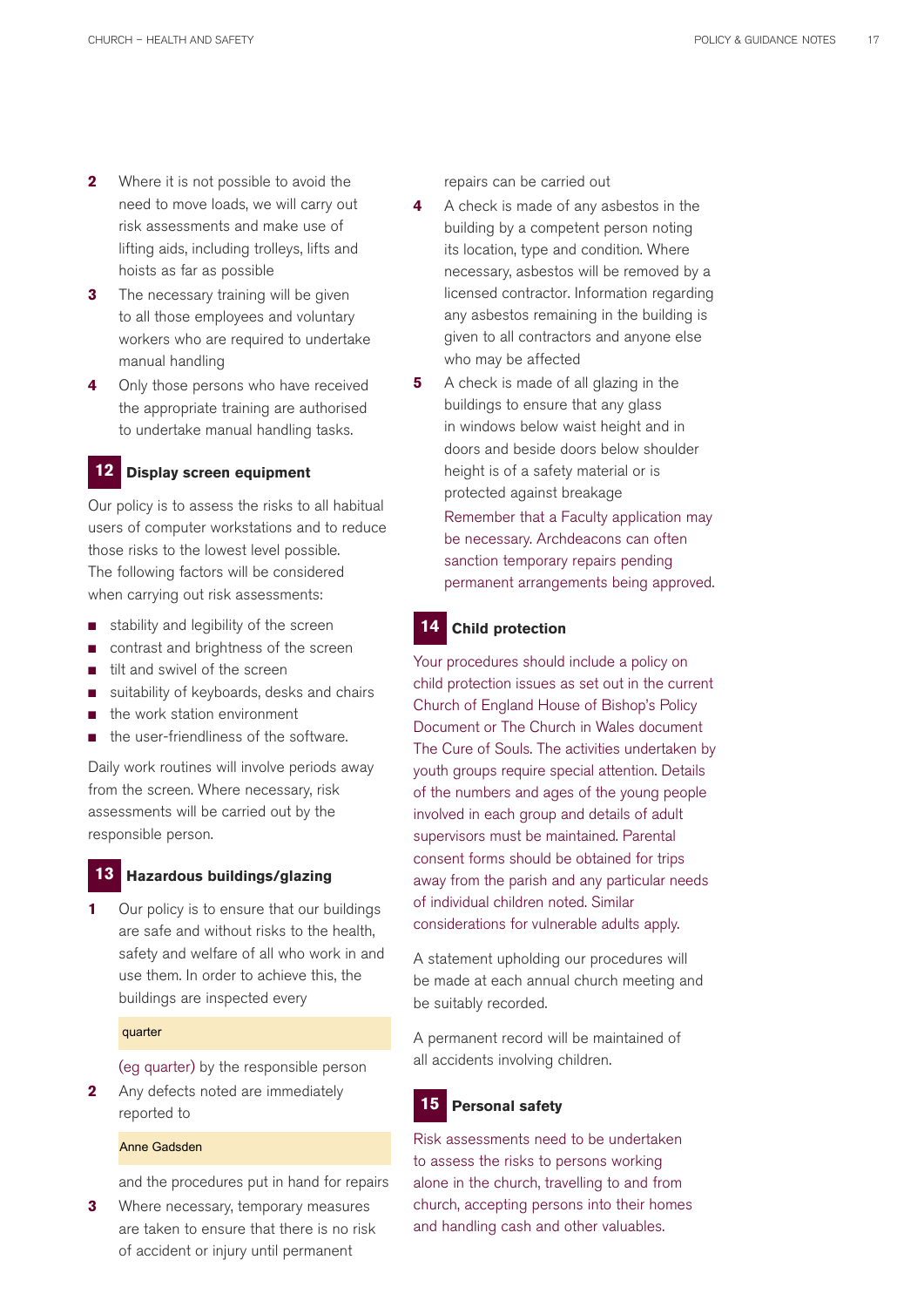2. Where it is not possible to avoid the need to move loads, we will carry out risk assessments and make use of lifting aids, including trolleys, lifts and hoists as far as possible
3. The necessary training will be given to all those employees and voluntary workers who are required to undertake manual handling
4. Only those persons who have received the appropriate training are authorised to undertake manual handling tasks.

## 12 Display screen equipment

Our policy is to assess the risks to all habitual users of computer workstations and to reduce those risks to the lowest level possible. The following factors will be considered when carrying out risk assessments:

- stability and legibility of the screen
- contrast and brightness of the screen
- tilt and swivel of the screen
- suitability of keyboards, desks and chairs
- the work station environment
- the user-friendliness of the software.

Daily work routines will involve periods away from the screen. Where necessary, risk assessments will be carried out by the responsible person.

## 13 Hazardous buildings/glazing

1. Our policy is to ensure that our buildings are safe and without risks to the health, safety and welfare of all who work in and use them. In order to achieve this, the buildings are inspected every

   quarter

   (eg quarter) by the responsible person
2. Any defects noted are immediately reported to

   Anne Gadsden

   and the procedures put in hand for repairs
3. Where necessary, temporary measures are taken to ensure that there is no risk of accident or injury until permanent repairs can be carried out
4. A check is made of any asbestos in the building by a competent person noting its location, type and condition. Where necessary, asbestos will be removed by a licensed contractor. Information regarding any asbestos remaining in the building is given to all contractors and anyone else who may be affected
5. A check is made of all glazing in the buildings to ensure that any glass in windows below waist height and in doors and beside doors below shoulder height is of a safety material or is protected against breakage

   Remember that a Faculty application may be necessary. Archdeacons can often sanction temporary repairs pending permanent arrangements being approved.

## 14 Child protection

Your procedures should include a policy on child protection issues as set out in the current Church of England House of Bishop's Policy Document or The Church in Wales document The Cure of Souls. The activities undertaken by youth groups require special attention. Details of the numbers and ages of the young people involved in each group and details of adult supervisors must be maintained. Parental consent forms should be obtained for trips away from the parish and any particular needs of individual children noted. Similar considerations for vulnerable adults apply.

A statement upholding our procedures will be made at each annual church meeting and be suitably recorded.

A permanent record will be maintained of all accidents involving children.

## 15 Personal safety

Risk assessments need to be undertaken to assess the risks to persons working alone in the church, travelling to and from church, accepting persons into their homes and handling cash and other valuables.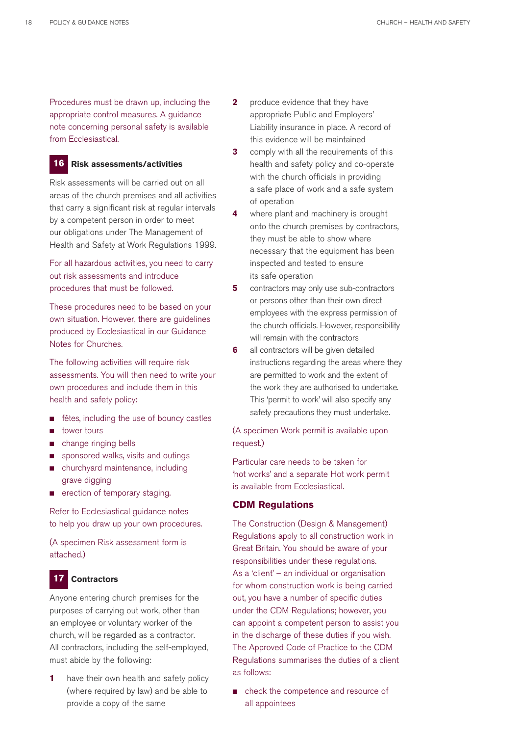Procedures must be drawn up, including the appropriate control measures. A guidance note concerning personal safety is available from Ecclesiastical.

## 16 Risk assessments/activities

Risk assessments will be carried out on all areas of the church premises and all activities that carry a significant risk at regular intervals by a competent person in order to meet our obligations under The Management of Health and Safety at Work Regulations 1999.

For all hazardous activities, you need to carry out risk assessments and introduce procedures that must be followed.

These procedures need to be based on your own situation. However, there are guidelines produced by Ecclesiastical in our Guidance Notes for Churches.

The following activities will require risk assessments. You will then need to write your own procedures and include them in this health and safety policy:

- fêtes, including the use of bouncy castles
- tower tours
- change ringing bells
- sponsored walks, visits and outings
- churchyard maintenance, including grave digging
- erection of temporary staging.

Refer to Ecclesiastical guidance notes to help you draw up your own procedures.

(A specimen Risk assessment form is attached.)

## 17 Contractors

Anyone entering church premises for the purposes of carrying out work, other than an employee or voluntary worker of the church, will be regarded as a contractor. All contractors, including the self-employed, must abide by the following:

1. have their own health and safety policy (where required by law) and be able to provide a copy of the same
2. produce evidence that they have appropriate Public and Employers' Liability insurance in place. A record of this evidence will be maintained
3. comply with all the requirements of this health and safety policy and co-operate with the church officials in providing a safe place of work and a safe system of operation
4. where plant and machinery is brought onto the church premises by contractors, they must be able to show where necessary that the equipment has been inspected and tested to ensure its safe operation
5. contractors may only use sub-contractors or persons other than their own direct employees with the express permission of the church officials. However, responsibility will remain with the contractors
6. all contractors will be given detailed instructions regarding the areas where they are permitted to work and the extent of the work they are authorised to undertake. This 'permit to work' will also specify any safety precautions they must undertake.

(A specimen Work permit is available upon request.)

Particular care needs to be taken for 'hot works' and a separate Hot work permit is available from Ecclesiastical.

### CDM Regulations

The Construction (Design & Management) Regulations apply to all construction work in Great Britain. You should be aware of your responsibilities under these regulations. As a 'client' – an individual or organisation for whom construction work is being carried out, you have a number of specific duties under the CDM Regulations; however, you can appoint a competent person to assist you in the discharge of these duties if you wish. The Approved Code of Practice to the CDM Regulations summarises the duties of a client as follows:

- check the competence and resource of all appointees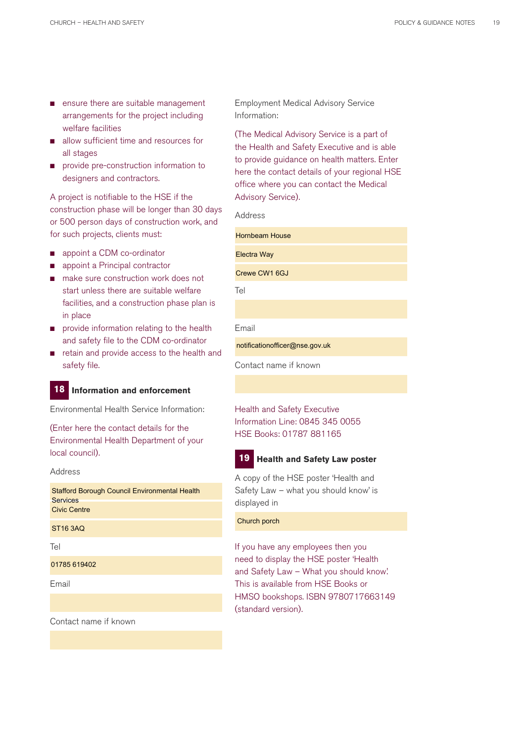- ensure there are suitable management arrangements for the project including welfare facilities
- allow sufficient time and resources for all stages
- provide pre-construction information to designers and contractors.

A project is notifiable to the HSE if the construction phase will be longer than 30 days or 500 person days of construction work, and for such projects, clients must:

- appoint a CDM co-ordinator
- appoint a Principal contractor
- make sure construction work does not start unless there are suitable welfare facilities, and a construction phase plan is in place
- provide information relating to the health and safety file to the CDM co-ordinator
- retain and provide access to the health and safety file.

## 18 Information and enforcement

Environmental Health Service Information:

(Enter here the contact details for the Environmental Health Department of your local council).

Address

Stafford Borough Council Environmental Health Services

Civic Centre

ST16 3AQ

Tel

01785 619402

Email

Contact name if known

Employment Medical Advisory Service Information:

(The Medical Advisory Service is a part of the Health and Safety Executive and is able to provide guidance on health matters. Enter here the contact details of your regional HSE office where you can contact the Medical Advisory Service).

Address

Hornbeam House

Electra Way

Crewe CW1 6GJ

Tel

Email

notificationofficer@nse.gov.uk

Contact name if known

Health and Safety Executive
Information Line: 0845 345 0055
HSE Books: 01787 881165

## 19 Health and Safety Law poster

A copy of the HSE poster 'Health and Safety Law – what you should know' is displayed in

Church porch

If you have any employees then you need to display the HSE poster 'Health and Safety Law – What you should know'. This is available from HSE Books or HMSO bookshops. ISBN 9780717663149 (standard version).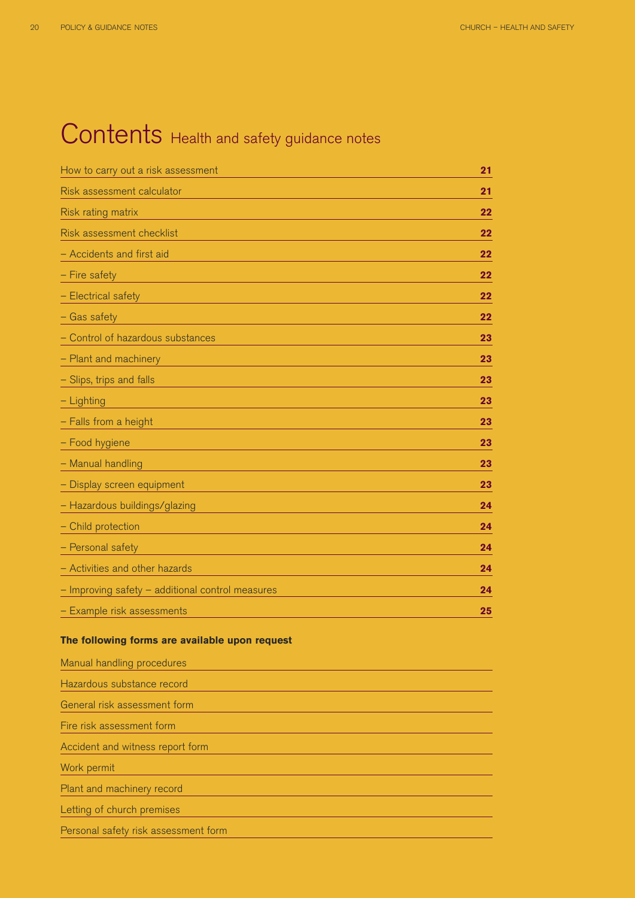# Contents Health and safety guidance notes

| | |
|---|---|
| How to carry out a risk assessment | **21** |
| Risk assessment calculator | **21** |
| Risk rating matrix | **22** |
| Risk assessment checklist | **22** |
| – Accidents and first aid | **22** |
| – Fire safety | **22** |
| – Electrical safety | **22** |
| – Gas safety | **22** |
| – Control of hazardous substances | **23** |
| – Plant and machinery | **23** |
| – Slips, trips and falls | **23** |
| – Lighting | **23** |
| – Falls from a height | **23** |
| – Food hygiene | **23** |
| – Manual handling | **23** |
| – Display screen equipment | **23** |
| – Hazardous buildings/glazing | **24** |
| – Child protection | **24** |
| – Personal safety | **24** |
| – Activities and other hazards | **24** |
| – Improving safety – additional control measures | **24** |
| – Example risk assessments | **25** |

**The following forms are available upon request**

Manual handling procedures

Hazardous substance record

General risk assessment form

Fire risk assessment form

Accident and witness report form

Work permit

Plant and machinery record

Letting of church premises

Personal safety risk assessment form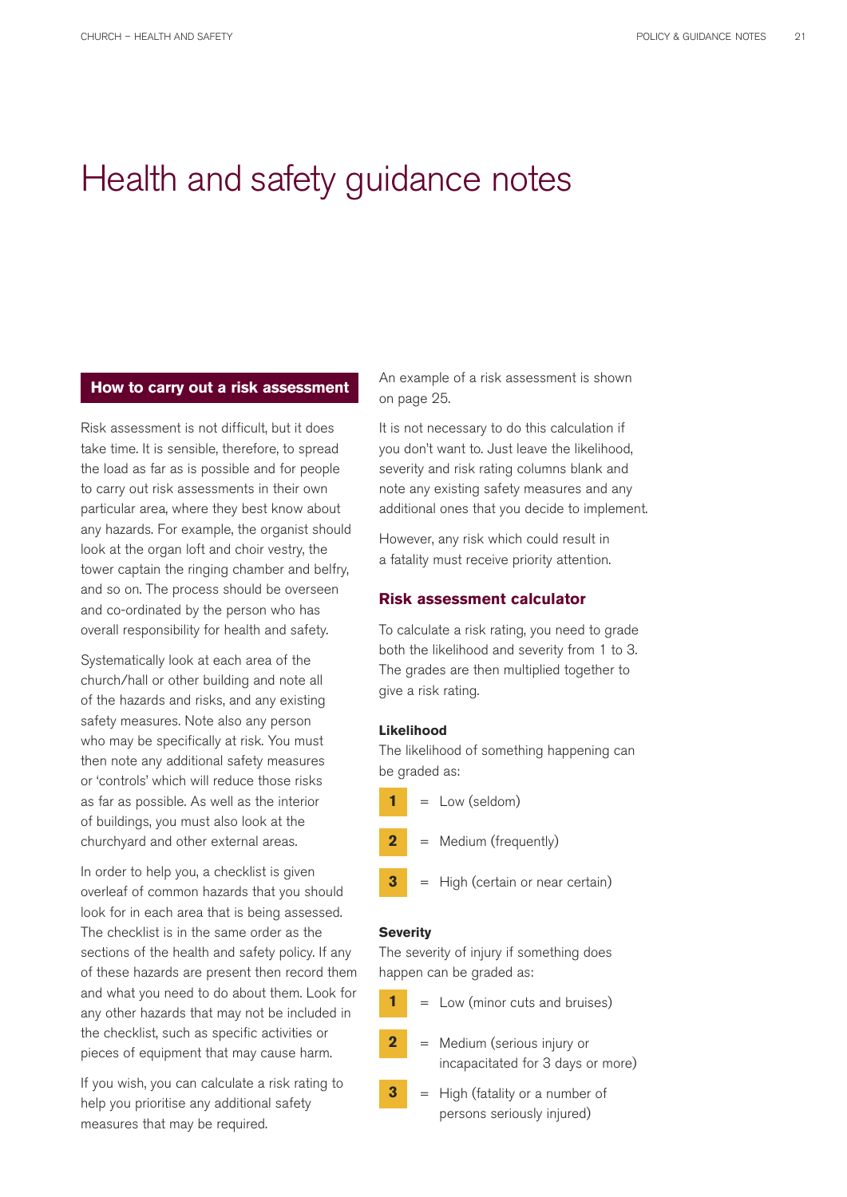# Health and safety guidance notes

## How to carry out a risk assessment

Risk assessment is not difficult, but it does take time. It is sensible, therefore, to spread the load as far as is possible and for people to carry out risk assessments in their own particular area, where they best know about any hazards. For example, the organist should look at the organ loft and choir vestry, the tower captain the ringing chamber and belfry, and so on. The process should be overseen and co-ordinated by the person who has overall responsibility for health and safety.

Systematically look at each area of the church/hall or other building and note all of the hazards and risks, and any existing safety measures. Note also any person who may be specifically at risk. You must then note any additional safety measures or 'controls' which will reduce those risks as far as possible. As well as the interior of buildings, you must also look at the churchyard and other external areas.

In order to help you, a checklist is given overleaf of common hazards that you should look for in each area that is being assessed. The checklist is in the same order as the sections of the health and safety policy. If any of these hazards are present then record them and what you need to do about them. Look for any other hazards that may not be included in the checklist, such as specific activities or pieces of equipment that may cause harm.

If you wish, you can calculate a risk rating to help you prioritise any additional safety measures that may be required.

An example of a risk assessment is shown on page 25.

It is not necessary to do this calculation if you don't want to. Just leave the likelihood, severity and risk rating columns blank and note any existing safety measures and any additional ones that you decide to implement.

However, any risk which could result in a fatality must receive priority attention.

### Risk assessment calculator

To calculate a risk rating, you need to grade both the likelihood and severity from 1 to 3. The grades are then multiplied together to give a risk rating.

**Likelihood**

The likelihood of something happening can be graded as:

**1** = Low (seldom)

**2** = Medium (frequently)

**3** = High (certain or near certain)

**Severity**

The severity of injury if something does happen can be graded as:

**1** = Low (minor cuts and bruises)

**2** = Medium (serious injury or incapacitated for 3 days or more)

**3** = High (fatality or a number of persons seriously injured)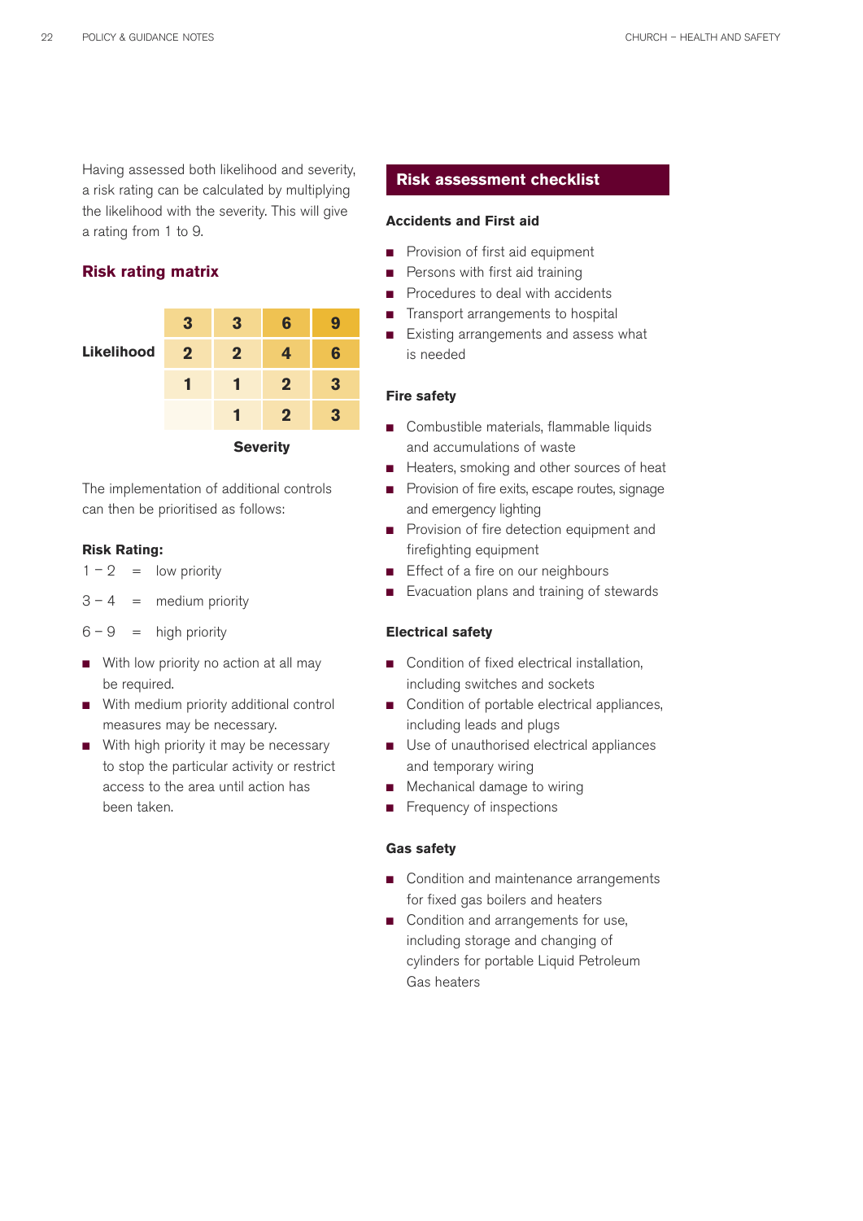Having assessed both likelihood and severity, a risk rating can be calculated by multiplying the likelihood with the severity. This will give a rating from 1 to 9.

### Risk rating matrix

| Likelihood | | | | |
|---|---|---|---|---|
| | 3 | 3 | 6 | 9 |
| | 2 | 2 | 4 | 6 |
| | 1 | 1 | 2 | 3 |
| | | 1 | 2 | 3 |
| | | **Severity** | | |

The implementation of additional controls can then be prioritised as follows:

**Risk Rating:**

1 – 2 = low priority

3 – 4 = medium priority

6 – 9 = high priority

- With low priority no action at all may be required.
- With medium priority additional control measures may be necessary.
- With high priority it may be necessary to stop the particular activity or restrict access to the area until action has been taken.

## Risk assessment checklist

#### Accidents and First aid

- Provision of first aid equipment
- Persons with first aid training
- Procedures to deal with accidents
- Transport arrangements to hospital
- Existing arrangements and assess what is needed

#### Fire safety

- Combustible materials, flammable liquids and accumulations of waste
- Heaters, smoking and other sources of heat
- Provision of fire exits, escape routes, signage and emergency lighting
- Provision of fire detection equipment and firefighting equipment
- Effect of a fire on our neighbours
- Evacuation plans and training of stewards

#### Electrical safety

- Condition of fixed electrical installation, including switches and sockets
- Condition of portable electrical appliances, including leads and plugs
- Use of unauthorised electrical appliances and temporary wiring
- Mechanical damage to wiring
- Frequency of inspections

#### Gas safety

- Condition and maintenance arrangements for fixed gas boilers and heaters
- Condition and arrangements for use, including storage and changing of cylinders for portable Liquid Petroleum Gas heaters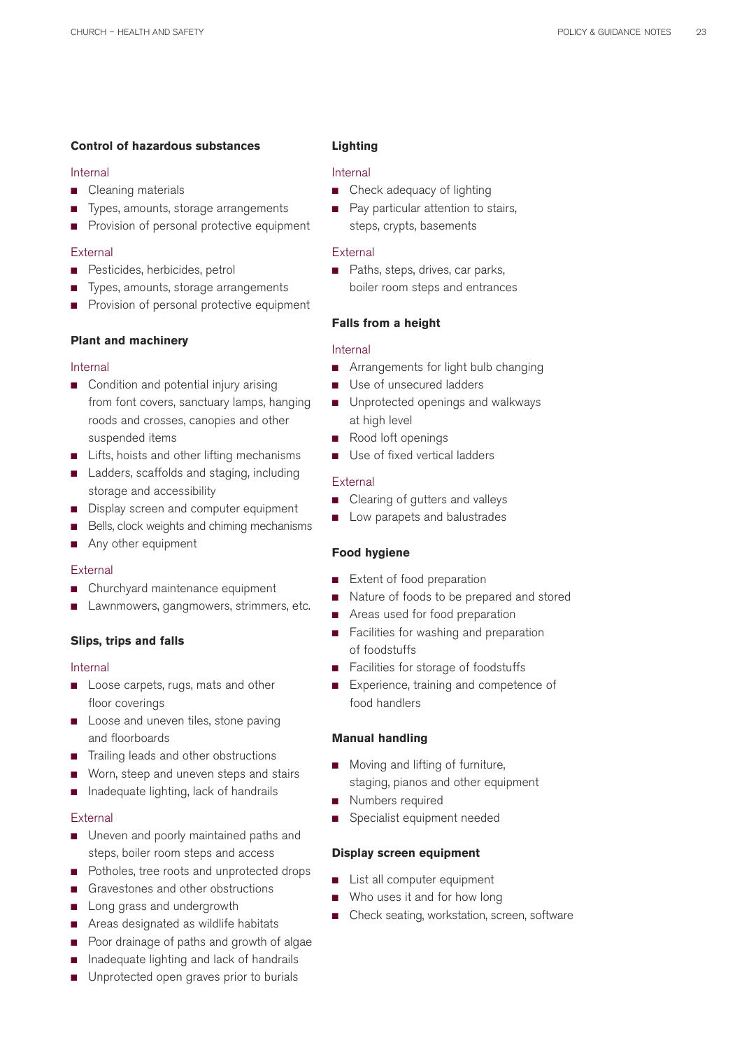### Control of hazardous substances

Internal

- Cleaning materials
- Types, amounts, storage arrangements
- Provision of personal protective equipment

External

- Pesticides, herbicides, petrol
- Types, amounts, storage arrangements
- Provision of personal protective equipment

### Plant and machinery

Internal

- Condition and potential injury arising from font covers, sanctuary lamps, hanging roods and crosses, canopies and other suspended items
- Lifts, hoists and other lifting mechanisms
- Ladders, scaffolds and staging, including storage and accessibility
- Display screen and computer equipment
- Bells, clock weights and chiming mechanisms
- Any other equipment

External

- Churchyard maintenance equipment
- Lawnmowers, gangmowers, strimmers, etc.

### Slips, trips and falls

Internal

- Loose carpets, rugs, mats and other floor coverings
- Loose and uneven tiles, stone paving and floorboards
- Trailing leads and other obstructions
- Worn, steep and uneven steps and stairs
- Inadequate lighting, lack of handrails

External

- Uneven and poorly maintained paths and steps, boiler room steps and access
- Potholes, tree roots and unprotected drops
- Gravestones and other obstructions
- Long grass and undergrowth
- Areas designated as wildlife habitats
- Poor drainage of paths and growth of algae
- Inadequate lighting and lack of handrails
- Unprotected open graves prior to burials

### Lighting

Internal

- Check adequacy of lighting
- Pay particular attention to stairs, steps, crypts, basements

External

- Paths, steps, drives, car parks, boiler room steps and entrances

### Falls from a height

Internal

- Arrangements for light bulb changing
- Use of unsecured ladders
- Unprotected openings and walkways at high level
- Rood loft openings
- Use of fixed vertical ladders

External

- Clearing of gutters and valleys
- Low parapets and balustrades

### Food hygiene

- Extent of food preparation
- Nature of foods to be prepared and stored
- Areas used for food preparation
- Facilities for washing and preparation of foodstuffs
- Facilities for storage of foodstuffs
- Experience, training and competence of food handlers

### Manual handling

- Moving and lifting of furniture, staging, pianos and other equipment
- Numbers required
- Specialist equipment needed

### Display screen equipment

- List all computer equipment
- Who uses it and for how long
- Check seating, workstation, screen, software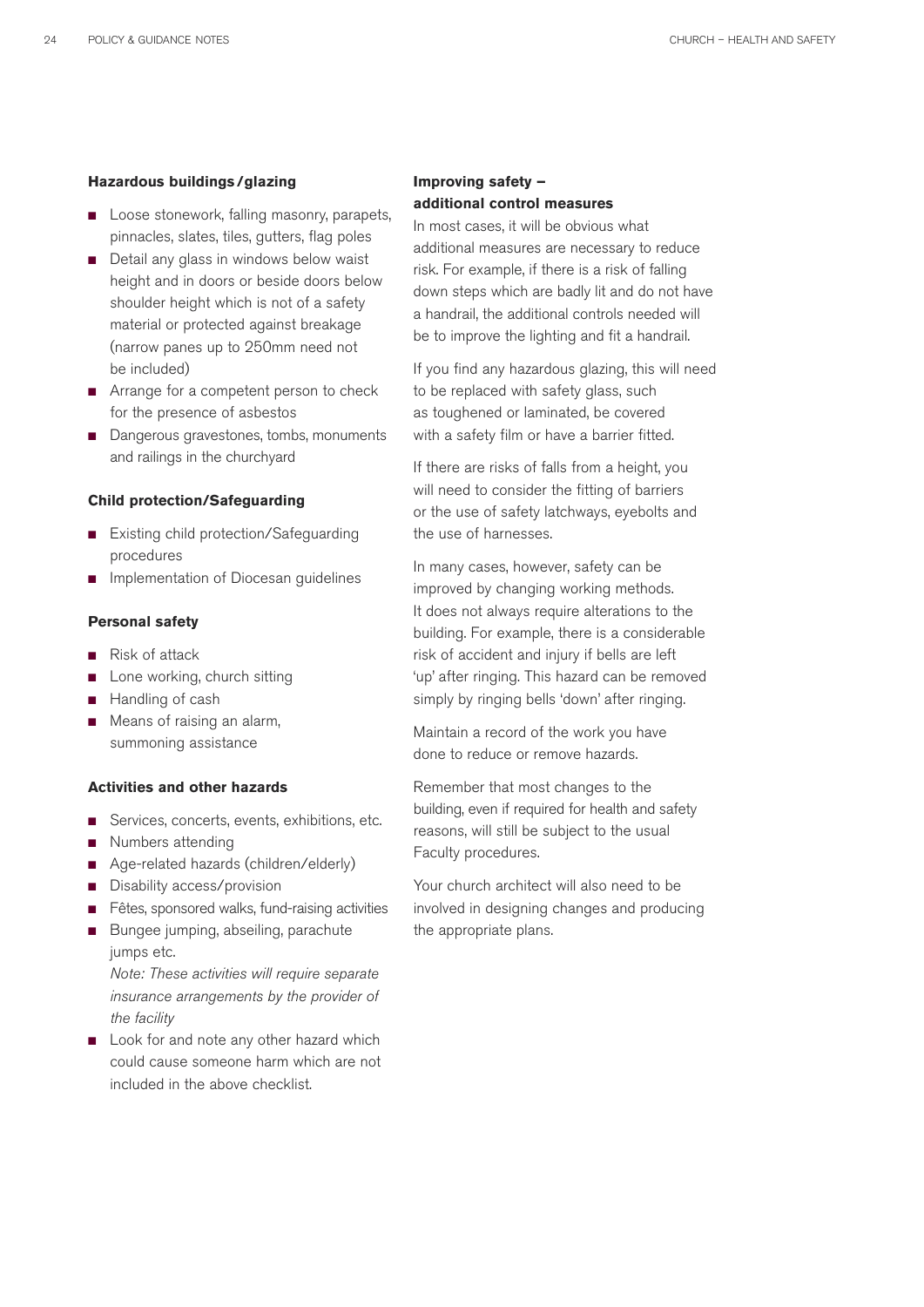#### Hazardous buildings / glazing

- Loose stonework, falling masonry, parapets, pinnacles, slates, tiles, gutters, flag poles
- Detail any glass in windows below waist height and in doors or beside doors below shoulder height which is not of a safety material or protected against breakage (narrow panes up to 250mm need not be included)
- Arrange for a competent person to check for the presence of asbestos
- Dangerous gravestones, tombs, monuments and railings in the churchyard

#### Child protection/Safeguarding

- Existing child protection/Safeguarding procedures
- Implementation of Diocesan guidelines

#### Personal safety

- Risk of attack
- Lone working, church sitting
- Handling of cash
- Means of raising an alarm, summoning assistance

#### Activities and other hazards

- Services, concerts, events, exhibitions, etc.
- Numbers attending
- Age-related hazards (children/elderly)
- Disability access/provision
- Fêtes, sponsored walks, fund-raising activities
- Bungee jumping, abseiling, parachute jumps etc.
  *Note: These activities will require separate insurance arrangements by the provider of the facility*
- Look for and note any other hazard which could cause someone harm which are not included in the above checklist.

#### Improving safety – additional control measures

In most cases, it will be obvious what additional measures are necessary to reduce risk. For example, if there is a risk of falling down steps which are badly lit and do not have a handrail, the additional controls needed will be to improve the lighting and fit a handrail.

If you find any hazardous glazing, this will need to be replaced with safety glass, such as toughened or laminated, be covered with a safety film or have a barrier fitted.

If there are risks of falls from a height, you will need to consider the fitting of barriers or the use of safety latchways, eyebolts and the use of harnesses.

In many cases, however, safety can be improved by changing working methods. It does not always require alterations to the building. For example, there is a considerable risk of accident and injury if bells are left 'up' after ringing. This hazard can be removed simply by ringing bells 'down' after ringing.

Maintain a record of the work you have done to reduce or remove hazards.

Remember that most changes to the building, even if required for health and safety reasons, will still be subject to the usual Faculty procedures.

Your church architect will also need to be involved in designing changes and producing the appropriate plans.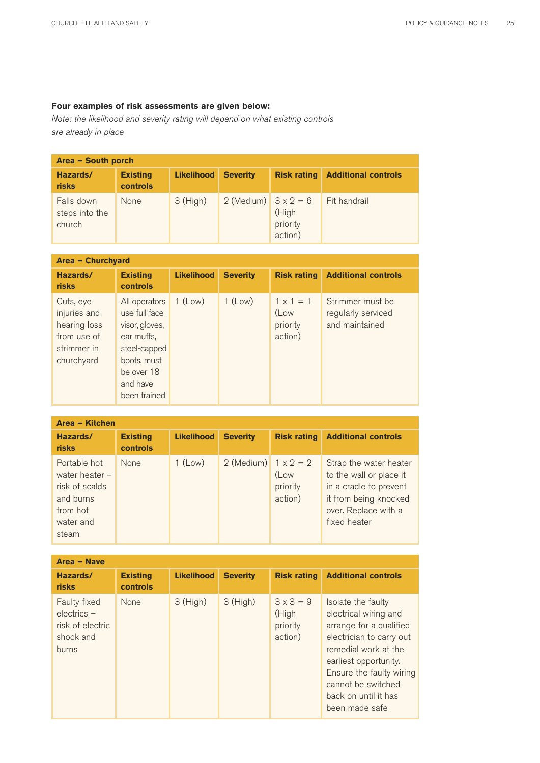**Four examples of risk assessments are given below:**

*Note: the likelihood and severity rating will depend on what existing controls are already in place*

| **Area – South porch** | | | | | |
|---|---|---|---|---|---|
| **Hazards/ risks** | **Existing controls** | **Likelihood** | **Severity** | **Risk rating** | **Additional controls** |
| Falls down steps into the church | None | 3 (High) | 2 (Medium) | 3 x 2 = 6 (High priority action) | Fit handrail |

| **Area – Churchyard** | | | | | |
|---|---|---|---|---|---|
| **Hazards/ risks** | **Existing controls** | **Likelihood** | **Severity** | **Risk rating** | **Additional controls** |
| Cuts, eye injuries and hearing loss from use of strimmer in churchyard | All operators use full face visor, gloves, ear muffs, steel-capped boots, must be over 18 and have been trained | 1 (Low) | 1 (Low) | 1 x 1 = 1 (Low priority action) | Strimmer must be regularly serviced and maintained |

| **Area – Kitchen** | | | | | |
|---|---|---|---|---|---|
| **Hazards/ risks** | **Existing controls** | **Likelihood** | **Severity** | **Risk rating** | **Additional controls** |
| Portable hot water heater – risk of scalds and burns from hot water and steam | None | 1 (Low) | 2 (Medium) | 1 x 2 = 2 (Low priority action) | Strap the water heater to the wall or place it in a cradle to prevent it from being knocked over. Replace with a fixed heater |

| **Area – Nave** | | | | | |
|---|---|---|---|---|---|
| **Hazards/ risks** | **Existing controls** | **Likelihood** | **Severity** | **Risk rating** | **Additional controls** |
| Faulty fixed electrics – risk of electric shock and burns | None | 3 (High) | 3 (High) | 3 x 3 = 9 (High priority action) | Isolate the faulty electrical wiring and arrange for a qualified electrician to carry out remedial work at the earliest opportunity. Ensure the faulty wiring cannot be switched back on until it has been made safe |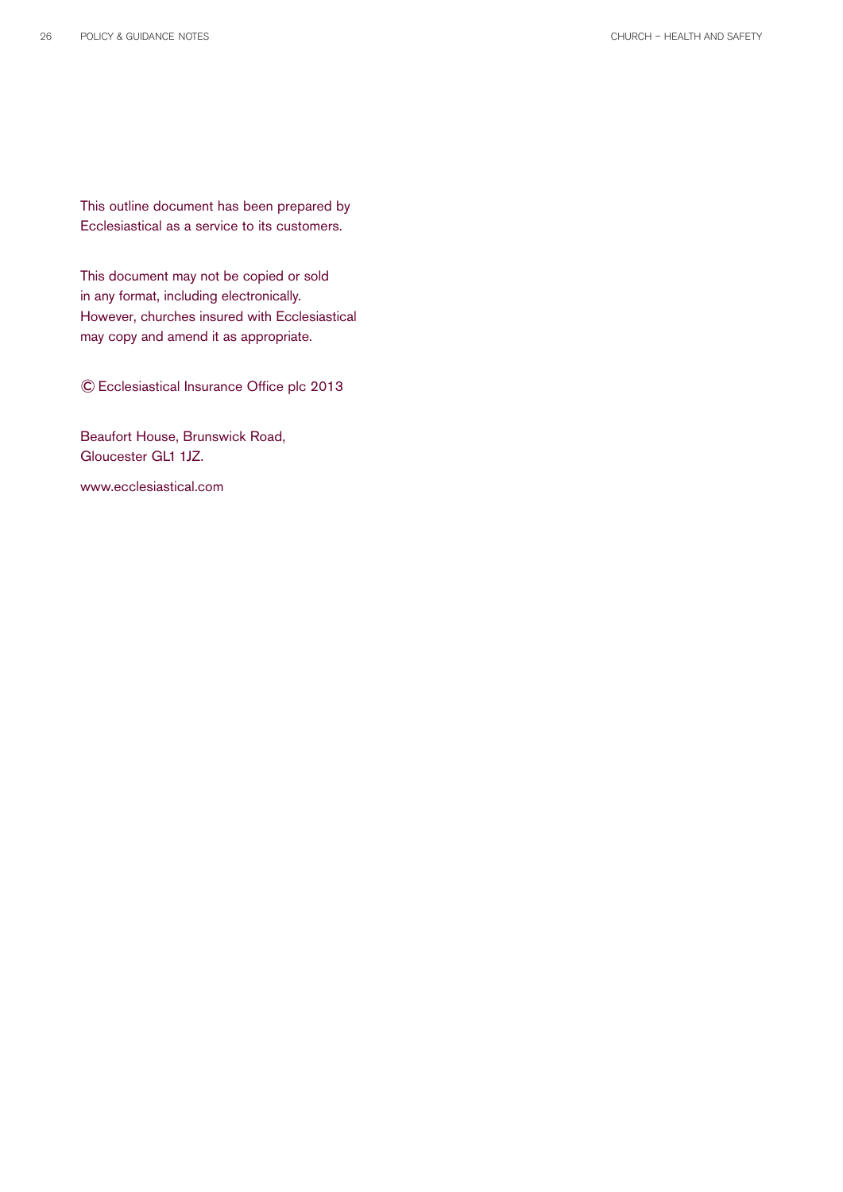This outline document has been prepared by Ecclesiastical as a service to its customers.

This document may not be copied or sold in any format, including electronically. However, churches insured with Ecclesiastical may copy and amend it as appropriate.

© Ecclesiastical Insurance Office plc 2013

Beaufort House, Brunswick Road,
Gloucester GL1 1JZ.

www.ecclesiastical.com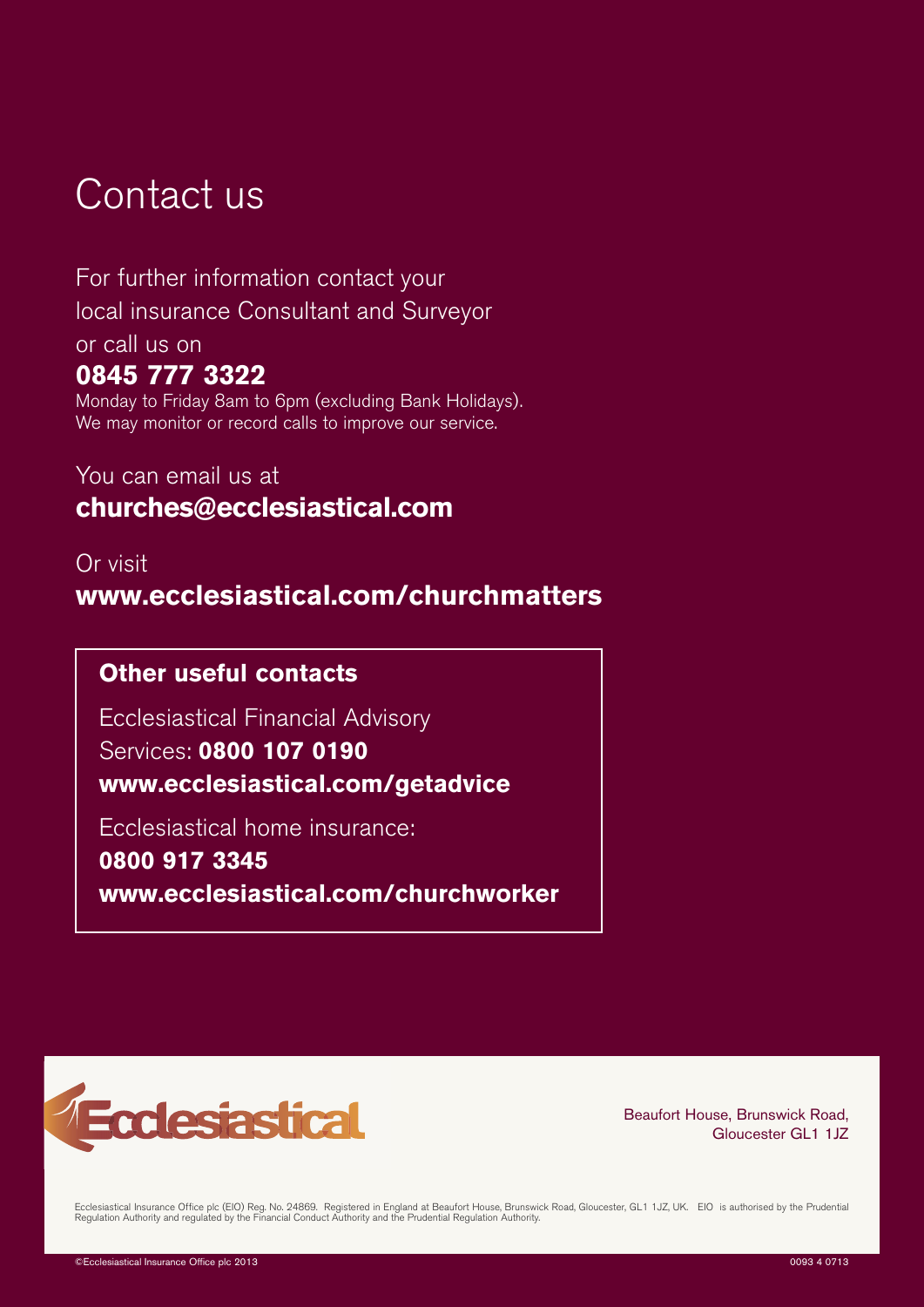# Contact us

For further information contact your local insurance Consultant and Surveyor or call us on

**0845 777 3322**

Monday to Friday 8am to 6pm (excluding Bank Holidays).
We may monitor or record calls to improve our service.

You can email us at
**churches@ecclesiastical.com**

Or visit
**www.ecclesiastical.com/churchmatters**

## Other useful contacts

Ecclesiastical Financial Advisory Services: **0800 107 0190**
**www.ecclesiastical.com/getadvice**

Ecclesiastical home insurance:
**0800 917 3345**
**www.ecclesiastical.com/churchworker**

Ecclesiastical

Beaufort House, Brunswick Road,
Gloucester GL1 1JZ

Ecclesiastical Insurance Office plc (EIO) Reg. No. 24869. Registered in England at Beaufort House, Brunswick Road, Gloucester, GL1 1JZ, UK. EIO is authorised by the Prudential Regulation Authority and regulated by the Financial Conduct Authority and the Prudential Regulation Authority.

©Ecclesiastical Insurance Office plc 2013

0093 4 0713